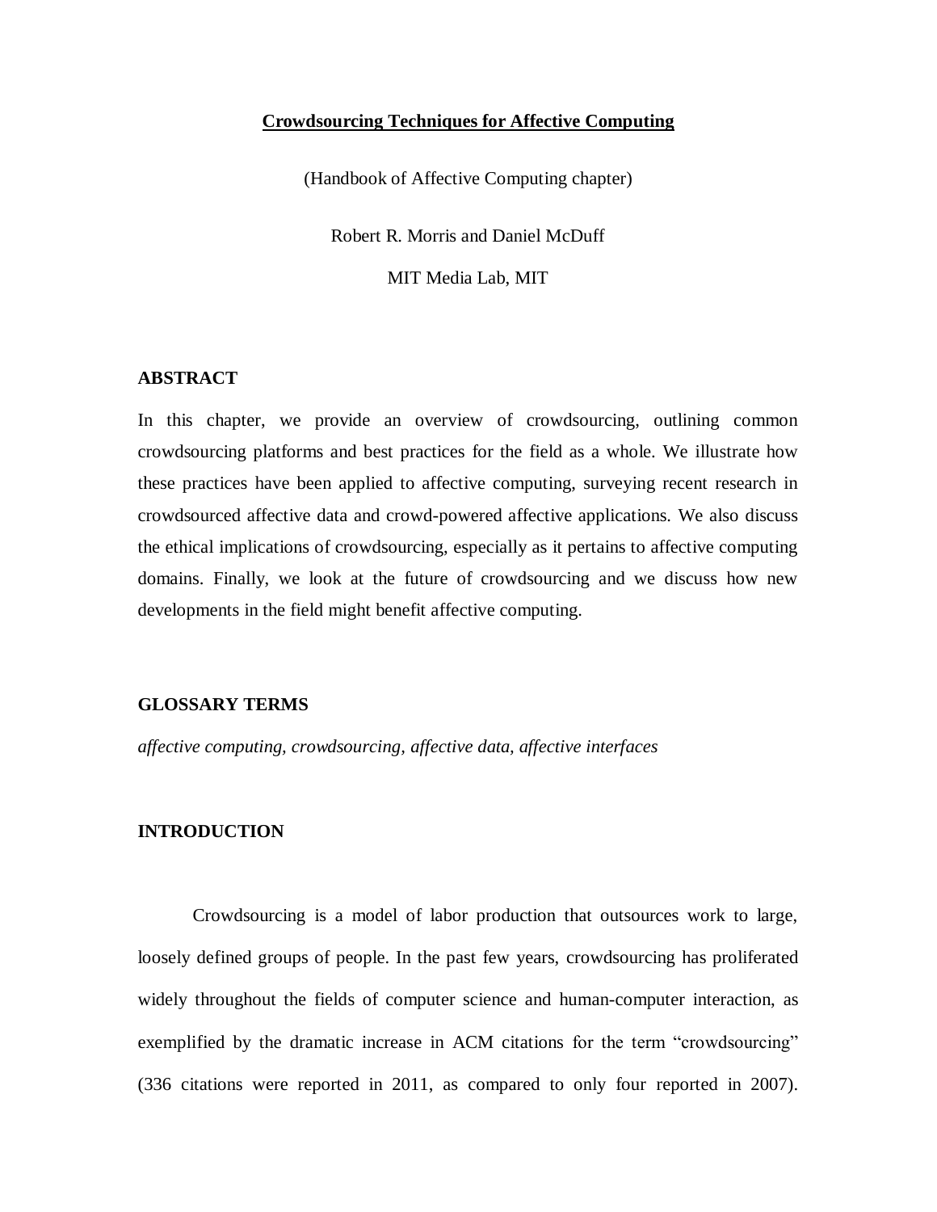# Crowdsourcing Techniques for Affective Computing

(Handbook of Affective Computing chapter)

Robert R. Morris and Daniel McDuff

MIT Media Lab, MIT

## ABSTRACT

In this chapter, we provide an overview of crowdsourcing, outlining common crowdsourcing platforms and best practices for the field as a whole. We illustrate how these practices have been applied to affective computing, surveying recent research in crowdsourced affective data and crowd-powered affective applications. We also discuss the ethical implications of crowdsourcing, especially as it pertains to affective computing domains. Finally, we look at the future of crowdsourcing and we discuss how new developments in the field might benefit affective computing.

## GLOSSARY TERMS

*affective computing, crowdsourcing, affective data, affective interfaces*

## INTRODUCTION

Crowdsourcing is a model of labor production that outsources work to large, loosely defined groups of people. In the past few years, crowdsourcing has proliferated widely throughout the fields of computer science and human-computer interaction, as exemplified by the dramatic increase in ACM citations for the term "crowdsourcing" (336 citations were reported in 2011, as compared to only four reported in 2007).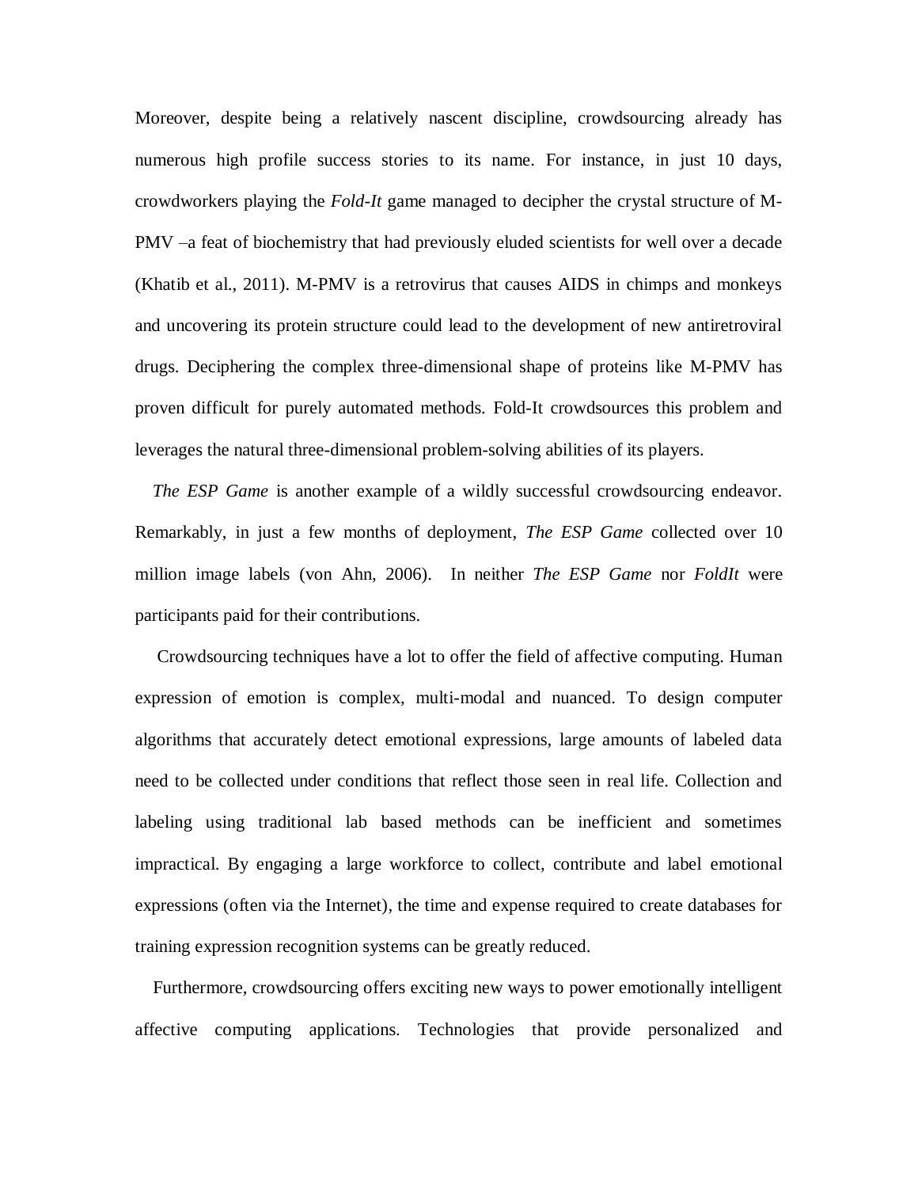Moreover, despite being a relatively nascent discipline, crowdsourcing already has numerous high profile success stories to its name. For instance, in just 10 days, crowdworkers playing the *Fold-It* game managed to decipher the crystal structure of M-PMV –a feat of biochemistry that had previously eluded scientists for well over a decade (Khatib et al., 2011). M-PMV is a retrovirus that causes AIDS in chimps and monkeys and uncovering its protein structure could lead to the development of new antiretroviral drugs. Deciphering the complex three-dimensional shape of proteins like M-PMV has proven difficult for purely automated methods. Fold-It crowdsources this problem and leverages the natural three-dimensional problem-solving abilities of its players.

*The ESP Game* is another example of a wildly successful crowdsourcing endeavor. Remarkably, in just a few months of deployment, *The ESP Game* collected over 10 million image labels (von Ahn, 2006). In neither *The ESP Game* nor *FoldIt* were participants paid for their contributions.

Crowdsourcing techniques have a lot to offer the field of affective computing. Human expression of emotion is complex, multi-modal and nuanced. To design computer algorithms that accurately detect emotional expressions, large amounts of labeled data need to be collected under conditions that reflect those seen in real life. Collection and labeling using traditional lab based methods can be inefficient and sometimes impractical. By engaging a large workforce to collect, contribute and label emotional expressions (often via the Internet), the time and expense required to create databases for training expression recognition systems can be greatly reduced.

Furthermore, crowdsourcing offers exciting new ways to power emotionally intelligent affective computing applications. Technologies that provide personalized and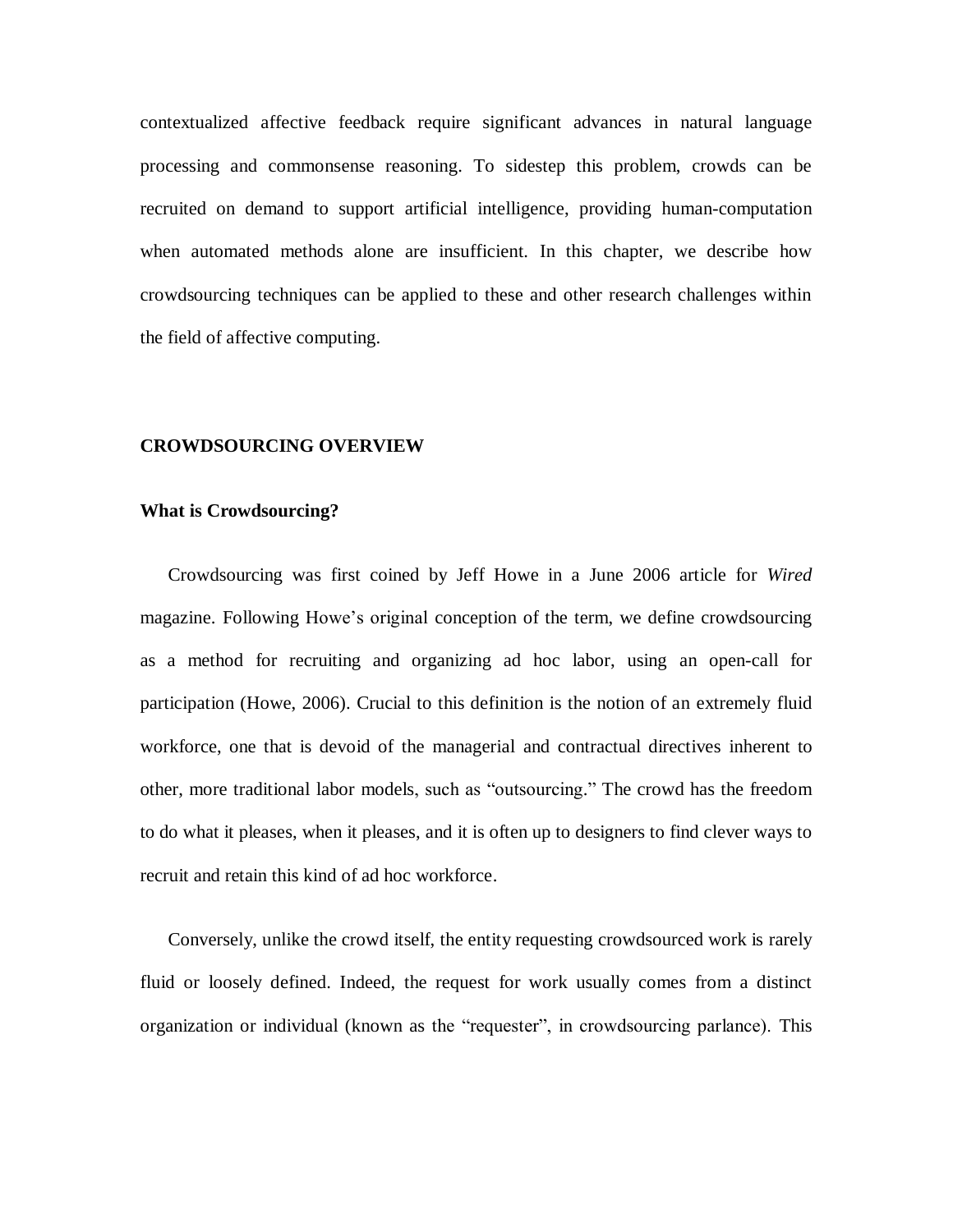contextualized affective feedback require significant advances in natural language processing and commonsense reasoning. To sidestep this problem, crowds can be recruited on demand to support artificial intelligence, providing human-computation when automated methods alone are insufficient. In this chapter, we describe how crowdsourcing techniques can be applied to these and other research challenges within the field of affective computing.

## CROWDSOURCING OVERVIEW

### What is Crowdsourcing?

Crowdsourcing was first coined by Jeff Howe in a June 2006 article for *Wired* magazine. Following Howe's original conception of the term, we define crowdsourcing as a method for recruiting and organizing ad hoc labor, using an open-call for participation (Howe, 2006). Crucial to this definition is the notion of an extremely fluid workforce, one that is devoid of the managerial and contractual directives inherent to other, more traditional labor models, such as "outsourcing." The crowd has the freedom to do what it pleases, when it pleases, and it is often up to designers to find clever ways to recruit and retain this kind of ad hoc workforce.

Conversely, unlike the crowd itself, the entity requesting crowdsourced work is rarely fluid or loosely defined. Indeed, the request for work usually comes from a distinct organization or individual (known as the "requester", in crowdsourcing parlance). This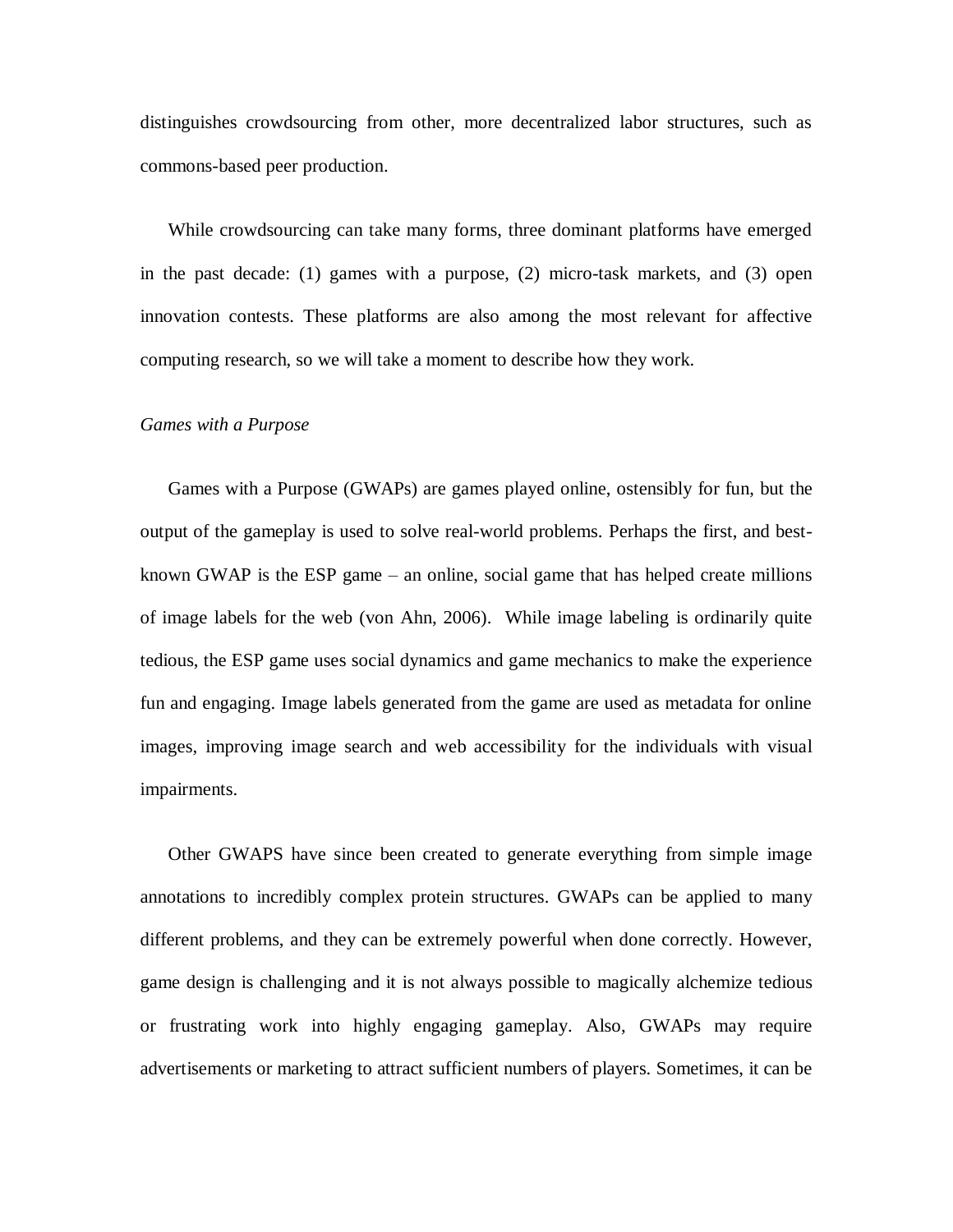distinguishes crowdsourcing from other, more decentralized labor structures, such as commons-based peer production.

While crowdsourcing can take many forms, three dominant platforms have emerged in the past decade: (1) games with a purpose, (2) micro-task markets, and (3) open innovation contests. These platforms are also among the most relevant for affective computing research, so we will take a moment to describe how they work.

*Games with a Purpose*

Games with a Purpose (GWAPs) are games played online, ostensibly for fun, but the output of the gameplay is used to solve real-world problems. Perhaps the first, and best-known GWAP is the ESP game – an online, social game that has helped create millions of image labels for the web (von Ahn, 2006). While image labeling is ordinarily quite tedious, the ESP game uses social dynamics and game mechanics to make the experience fun and engaging. Image labels generated from the game are used as metadata for online images, improving image search and web accessibility for the individuals with visual impairments.

Other GWAPS have since been created to generate everything from simple image annotations to incredibly complex protein structures. GWAPs can be applied to many different problems, and they can be extremely powerful when done correctly. However, game design is challenging and it is not always possible to magically alchemize tedious or frustrating work into highly engaging gameplay. Also, GWAPs may require advertisements or marketing to attract sufficient numbers of players. Sometimes, it can be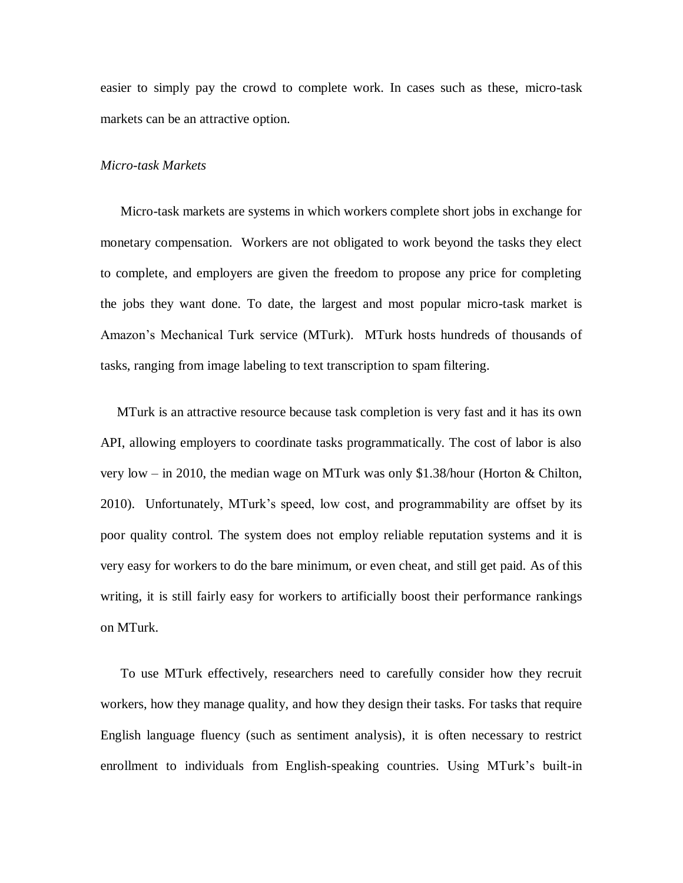easier to simply pay the crowd to complete work. In cases such as these, micro-task markets can be an attractive option.

*Micro-task Markets*

Micro-task markets are systems in which workers complete short jobs in exchange for monetary compensation. Workers are not obligated to work beyond the tasks they elect to complete, and employers are given the freedom to propose any price for completing the jobs they want done. To date, the largest and most popular micro-task market is Amazon's Mechanical Turk service (MTurk). MTurk hosts hundreds of thousands of tasks, ranging from image labeling to text transcription to spam filtering.

MTurk is an attractive resource because task completion is very fast and it has its own API, allowing employers to coordinate tasks programmatically. The cost of labor is also very low – in 2010, the median wage on MTurk was only $1.38/hour (Horton & Chilton, 2010). Unfortunately, MTurk's speed, low cost, and programmability are offset by its poor quality control. The system does not employ reliable reputation systems and it is very easy for workers to do the bare minimum, or even cheat, and still get paid. As of this writing, it is still fairly easy for workers to artificially boost their performance rankings on MTurk.

To use MTurk effectively, researchers need to carefully consider how they recruit workers, how they manage quality, and how they design their tasks. For tasks that require English language fluency (such as sentiment analysis), it is often necessary to restrict enrollment to individuals from English-speaking countries. Using MTurk's built-in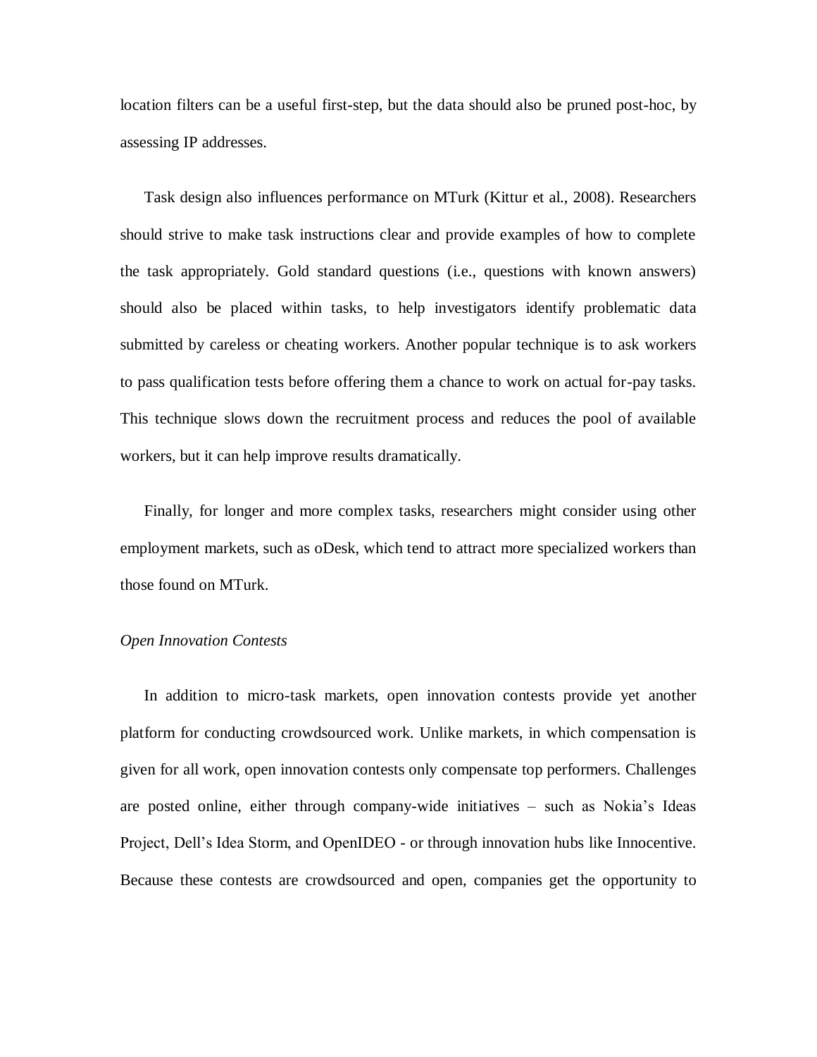location filters can be a useful first-step, but the data should also be pruned post-hoc, by assessing IP addresses.

Task design also influences performance on MTurk (Kittur et al., 2008). Researchers should strive to make task instructions clear and provide examples of how to complete the task appropriately. Gold standard questions (i.e., questions with known answers) should also be placed within tasks, to help investigators identify problematic data submitted by careless or cheating workers. Another popular technique is to ask workers to pass qualification tests before offering them a chance to work on actual for-pay tasks. This technique slows down the recruitment process and reduces the pool of available workers, but it can help improve results dramatically.

Finally, for longer and more complex tasks, researchers might consider using other employment markets, such as oDesk, which tend to attract more specialized workers than those found on MTurk.

### *Open Innovation Contests*

In addition to micro-task markets, open innovation contests provide yet another platform for conducting crowdsourced work. Unlike markets, in which compensation is given for all work, open innovation contests only compensate top performers. Challenges are posted online, either through company-wide initiatives – such as Nokia's Ideas Project, Dell's Idea Storm, and OpenIDEO - or through innovation hubs like Innocentive. Because these contests are crowdsourced and open, companies get the opportunity to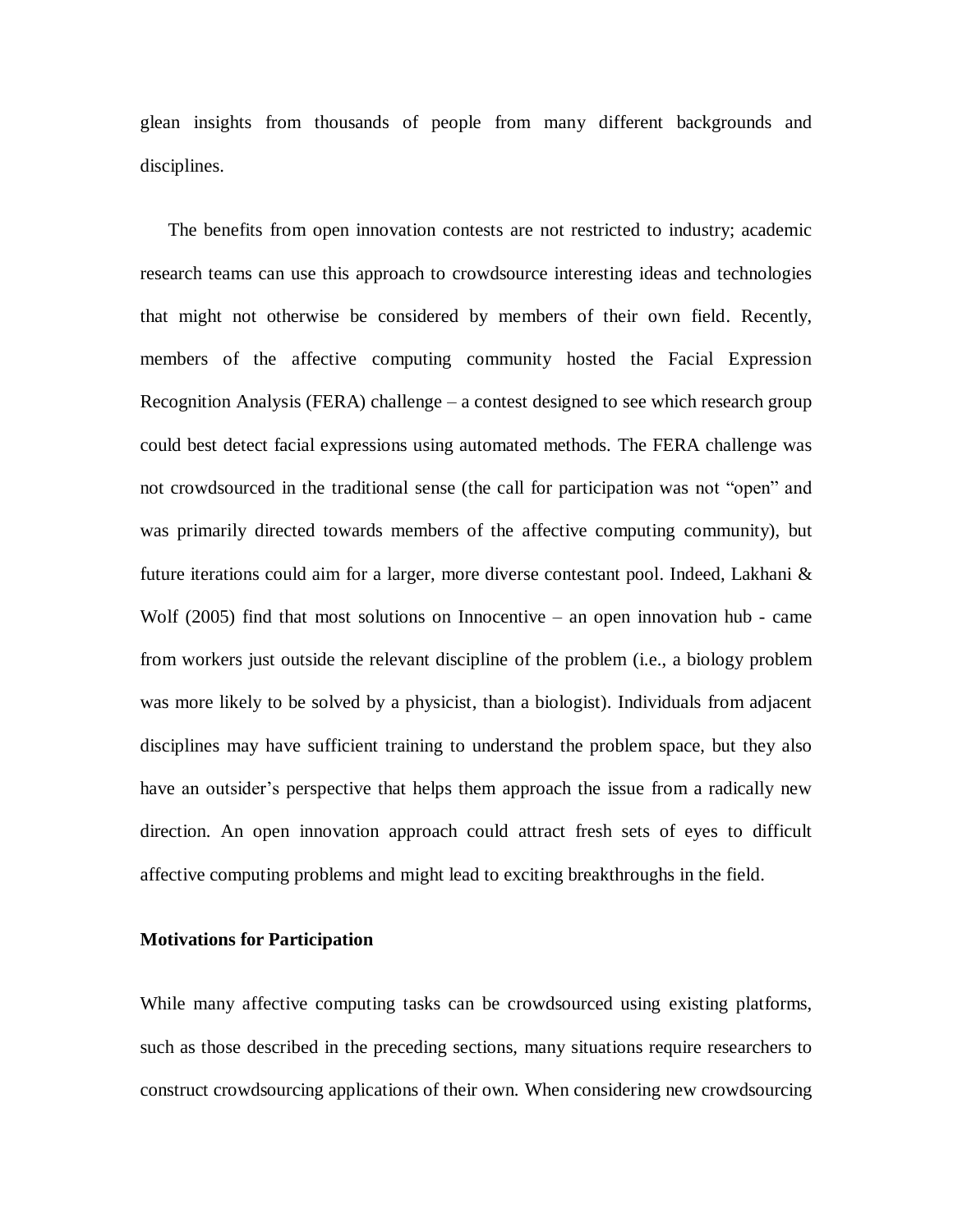glean insights from thousands of people from many different backgrounds and disciplines.

The benefits from open innovation contests are not restricted to industry; academic research teams can use this approach to crowdsource interesting ideas and technologies that might not otherwise be considered by members of their own field. Recently, members of the affective computing community hosted the Facial Expression Recognition Analysis (FERA) challenge – a contest designed to see which research group could best detect facial expressions using automated methods. The FERA challenge was not crowdsourced in the traditional sense (the call for participation was not "open" and was primarily directed towards members of the affective computing community), but future iterations could aim for a larger, more diverse contestant pool. Indeed, Lakhani & Wolf (2005) find that most solutions on Innocentive – an open innovation hub - came from workers just outside the relevant discipline of the problem (i.e., a biology problem was more likely to be solved by a physicist, than a biologist). Individuals from adjacent disciplines may have sufficient training to understand the problem space, but they also have an outsider's perspective that helps them approach the issue from a radically new direction. An open innovation approach could attract fresh sets of eyes to difficult affective computing problems and might lead to exciting breakthroughs in the field.

**Motivations for Participation**

While many affective computing tasks can be crowdsourced using existing platforms, such as those described in the preceding sections, many situations require researchers to construct crowdsourcing applications of their own. When considering new crowdsourcing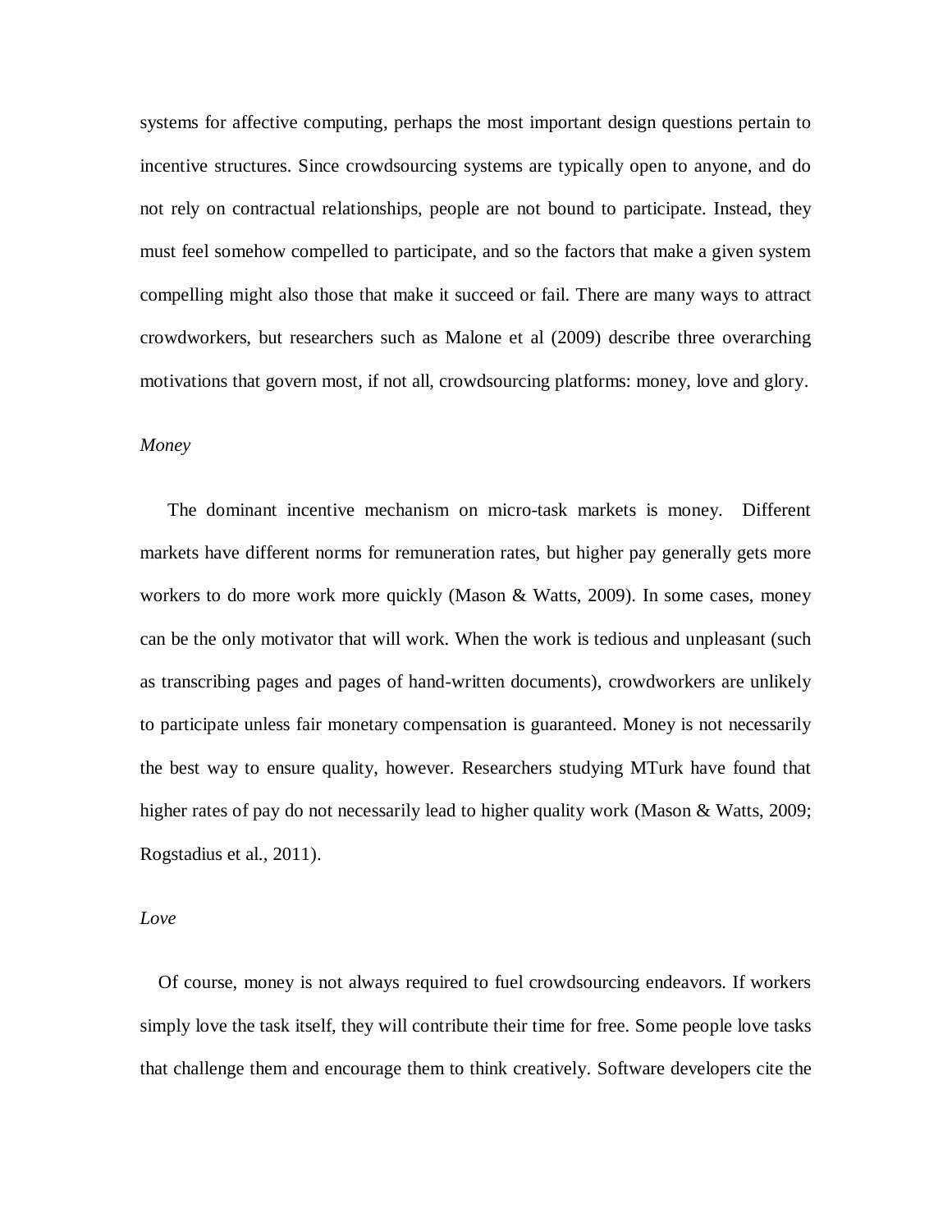systems for affective computing, perhaps the most important design questions pertain to incentive structures. Since crowdsourcing systems are typically open to anyone, and do not rely on contractual relationships, people are not bound to participate. Instead, they must feel somehow compelled to participate, and so the factors that make a given system compelling might also those that make it succeed or fail. There are many ways to attract crowdworkers, but researchers such as Malone et al (2009) describe three overarching motivations that govern most, if not all, crowdsourcing platforms: money, love and glory.

### *Money*

The dominant incentive mechanism on micro-task markets is money. Different markets have different norms for remuneration rates, but higher pay generally gets more workers to do more work more quickly (Mason & Watts, 2009). In some cases, money can be the only motivator that will work. When the work is tedious and unpleasant (such as transcribing pages and pages of hand-written documents), crowdworkers are unlikely to participate unless fair monetary compensation is guaranteed. Money is not necessarily the best way to ensure quality, however. Researchers studying MTurk have found that higher rates of pay do not necessarily lead to higher quality work (Mason & Watts, 2009; Rogstadius et al., 2011).

### *Love*

Of course, money is not always required to fuel crowdsourcing endeavors. If workers simply love the task itself, they will contribute their time for free. Some people love tasks that challenge them and encourage them to think creatively. Software developers cite the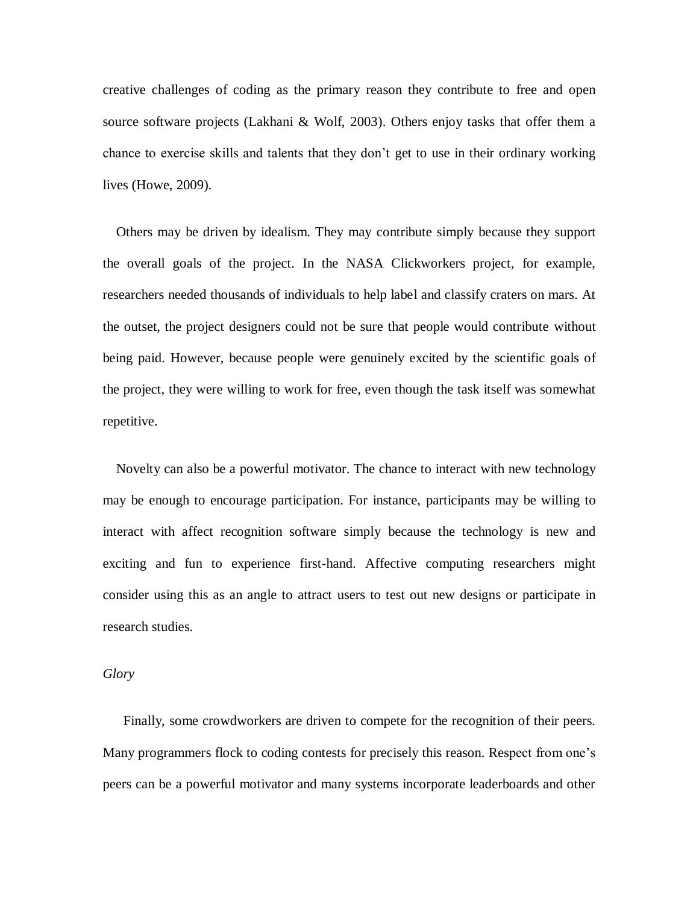creative challenges of coding as the primary reason they contribute to free and open source software projects (Lakhani & Wolf, 2003). Others enjoy tasks that offer them a chance to exercise skills and talents that they don't get to use in their ordinary working lives (Howe, 2009).

Others may be driven by idealism. They may contribute simply because they support the overall goals of the project. In the NASA Clickworkers project, for example, researchers needed thousands of individuals to help label and classify craters on mars. At the outset, the project designers could not be sure that people would contribute without being paid. However, because people were genuinely excited by the scientific goals of the project, they were willing to work for free, even though the task itself was somewhat repetitive.

Novelty can also be a powerful motivator. The chance to interact with new technology may be enough to encourage participation. For instance, participants may be willing to interact with affect recognition software simply because the technology is new and exciting and fun to experience first-hand. Affective computing researchers might consider using this as an angle to attract users to test out new designs or participate in research studies.

*Glory*

Finally, some crowdworkers are driven to compete for the recognition of their peers. Many programmers flock to coding contests for precisely this reason. Respect from one's peers can be a powerful motivator and many systems incorporate leaderboards and other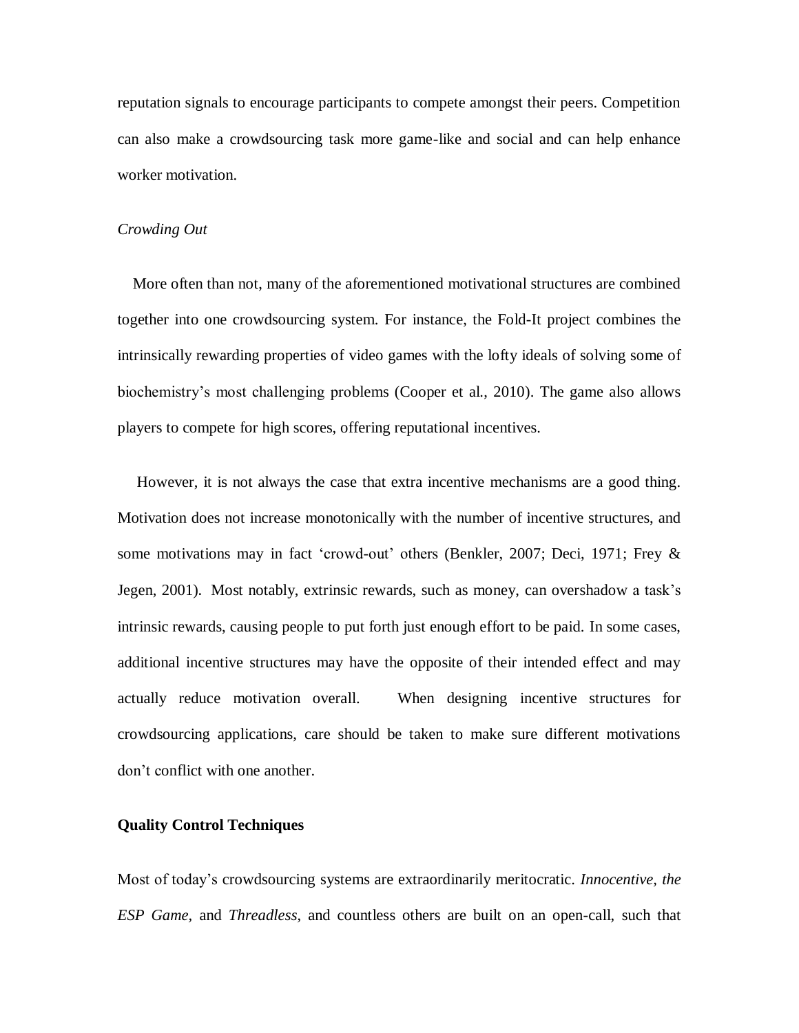reputation signals to encourage participants to compete amongst their peers. Competition can also make a crowdsourcing task more game-like and social and can help enhance worker motivation.

*Crowding Out*

More often than not, many of the aforementioned motivational structures are combined together into one crowdsourcing system. For instance, the Fold-It project combines the intrinsically rewarding properties of video games with the lofty ideals of solving some of biochemistry's most challenging problems (Cooper et al., 2010). The game also allows players to compete for high scores, offering reputational incentives.

However, it is not always the case that extra incentive mechanisms are a good thing. Motivation does not increase monotonically with the number of incentive structures, and some motivations may in fact 'crowd-out' others (Benkler, 2007; Deci, 1971; Frey & Jegen, 2001). Most notably, extrinsic rewards, such as money, can overshadow a task's intrinsic rewards, causing people to put forth just enough effort to be paid. In some cases, additional incentive structures may have the opposite of their intended effect and may actually reduce motivation overall. When designing incentive structures for crowdsourcing applications, care should be taken to make sure different motivations don't conflict with one another.

**Quality Control Techniques**

Most of today's crowdsourcing systems are extraordinarily meritocratic. *Innocentive, the ESP Game,* and *Threadless,* and countless others are built on an open-call, such that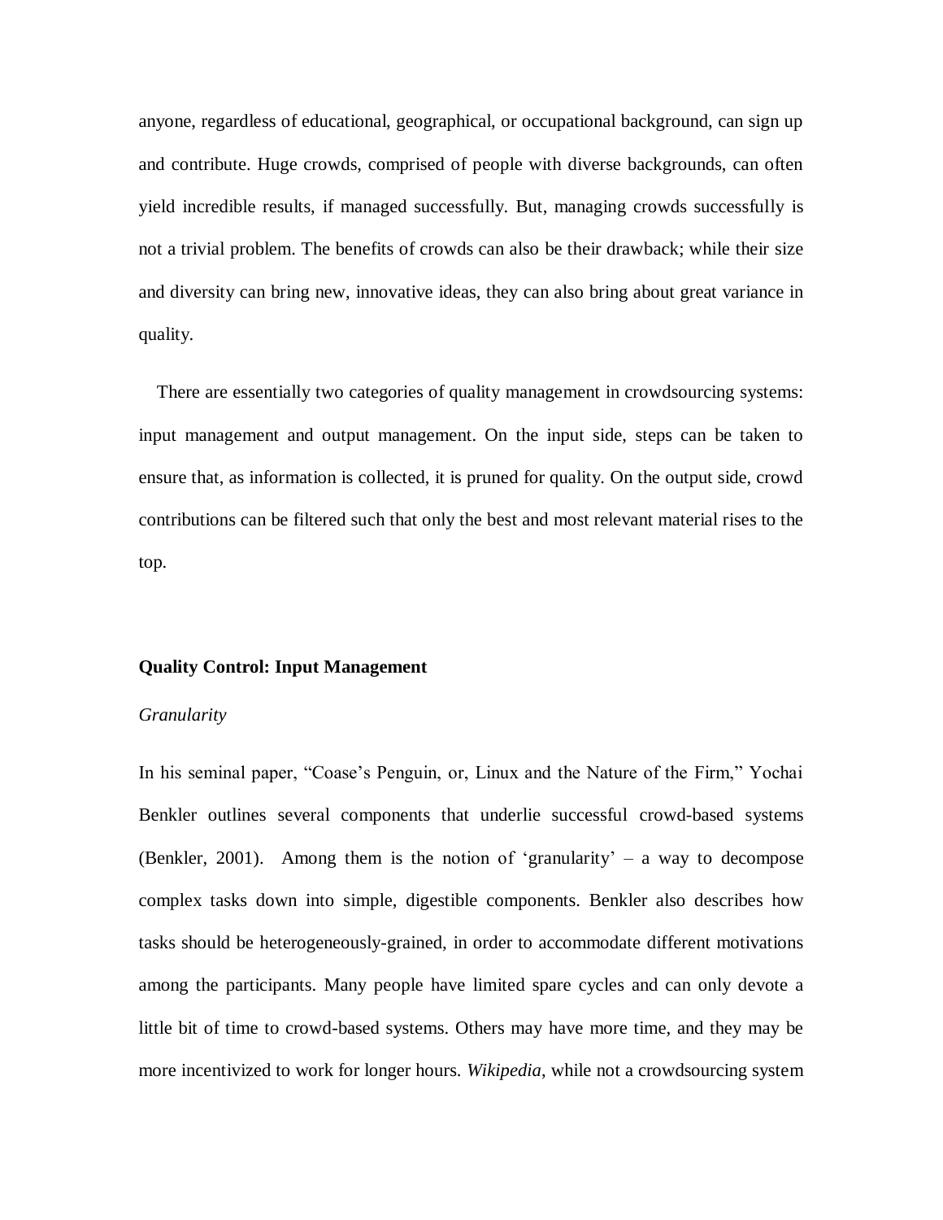anyone, regardless of educational, geographical, or occupational background, can sign up and contribute. Huge crowds, comprised of people with diverse backgrounds, can often yield incredible results, if managed successfully. But, managing crowds successfully is not a trivial problem. The benefits of crowds can also be their drawback; while their size and diversity can bring new, innovative ideas, they can also bring about great variance in quality.

There are essentially two categories of quality management in crowdsourcing systems: input management and output management. On the input side, steps can be taken to ensure that, as information is collected, it is pruned for quality. On the output side, crowd contributions can be filtered such that only the best and most relevant material rises to the top.

## Quality Control: Input Management

### *Granularity*

In his seminal paper, "Coase's Penguin, or, Linux and the Nature of the Firm," Yochai Benkler outlines several components that underlie successful crowd-based systems (Benkler, 2001). Among them is the notion of 'granularity' – a way to decompose complex tasks down into simple, digestible components. Benkler also describes how tasks should be heterogeneously-grained, in order to accommodate different motivations among the participants. Many people have limited spare cycles and can only devote a little bit of time to crowd-based systems. Others may have more time, and they may be more incentivized to work for longer hours. *Wikipedia*, while not a crowdsourcing system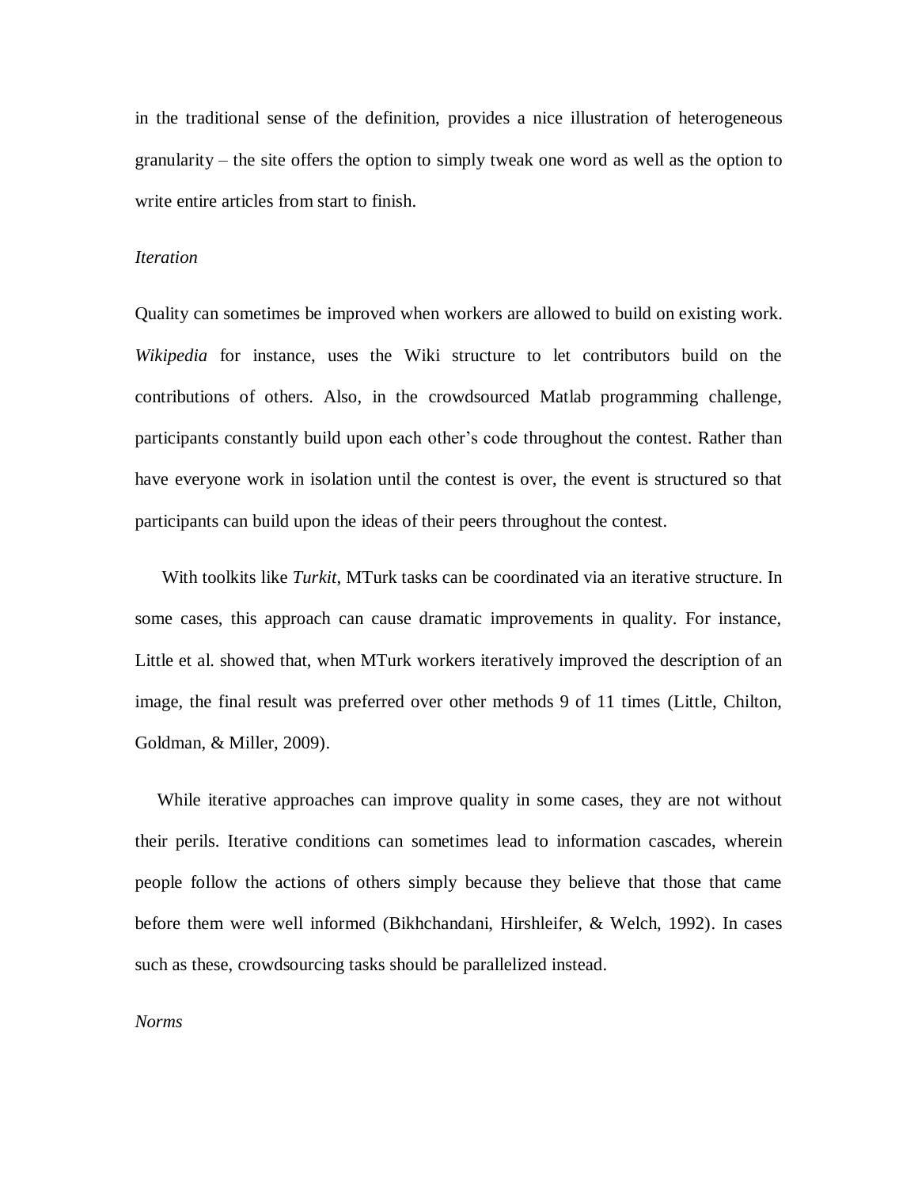in the traditional sense of the definition, provides a nice illustration of heterogeneous granularity – the site offers the option to simply tweak one word as well as the option to write entire articles from start to finish.

*Iteration*

Quality can sometimes be improved when workers are allowed to build on existing work. *Wikipedia* for instance, uses the Wiki structure to let contributors build on the contributions of others. Also, in the crowdsourced Matlab programming challenge, participants constantly build upon each other's code throughout the contest. Rather than have everyone work in isolation until the contest is over, the event is structured so that participants can build upon the ideas of their peers throughout the contest.

With toolkits like *Turkit*, MTurk tasks can be coordinated via an iterative structure. In some cases, this approach can cause dramatic improvements in quality. For instance, Little et al. showed that, when MTurk workers iteratively improved the description of an image, the final result was preferred over other methods 9 of 11 times (Little, Chilton, Goldman, & Miller, 2009).

While iterative approaches can improve quality in some cases, they are not without their perils. Iterative conditions can sometimes lead to information cascades, wherein people follow the actions of others simply because they believe that those that came before them were well informed (Bikhchandani, Hirshleifer, & Welch, 1992). In cases such as these, crowdsourcing tasks should be parallelized instead.

*Norms*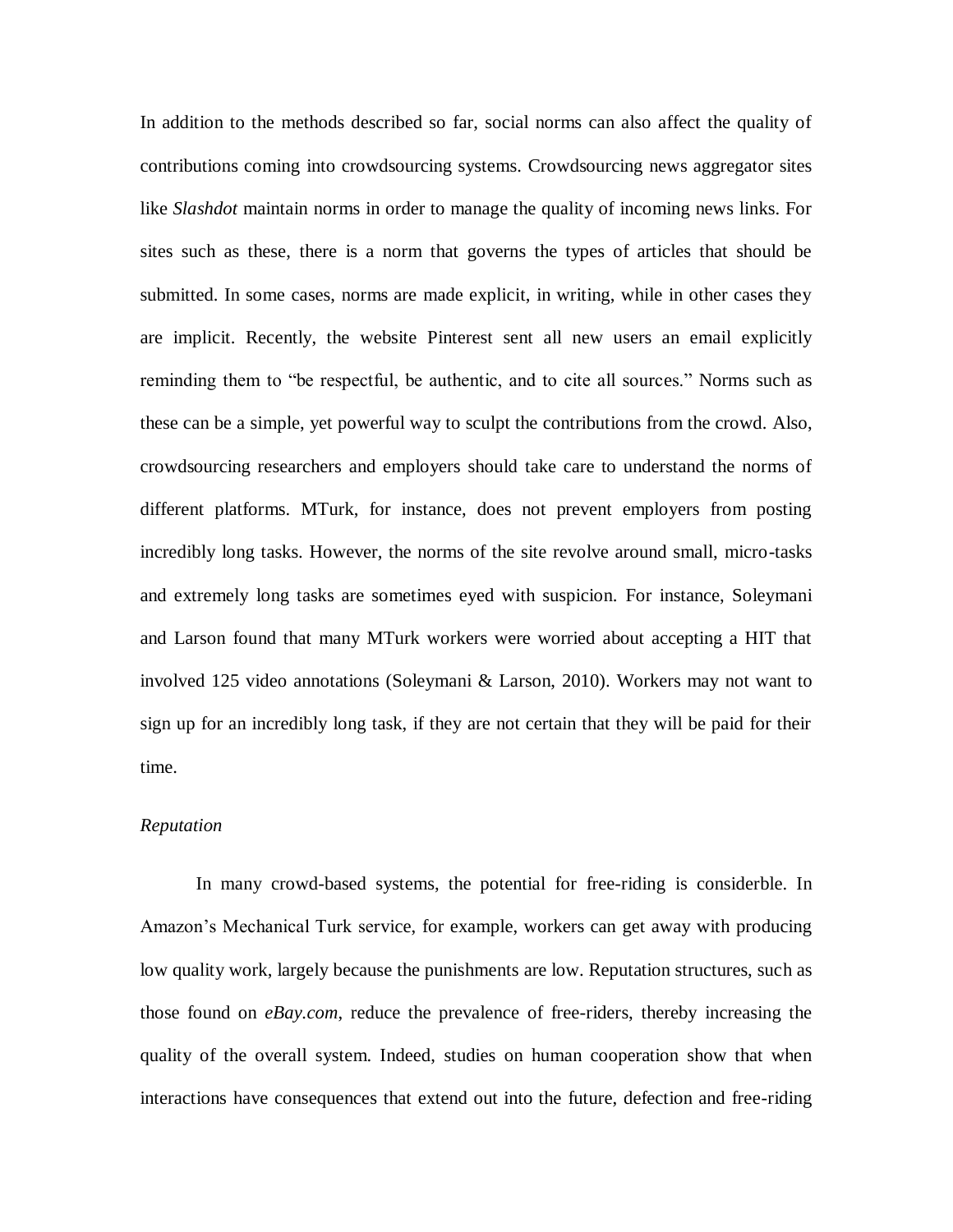In addition to the methods described so far, social norms can also affect the quality of contributions coming into crowdsourcing systems. Crowdsourcing news aggregator sites like *Slashdot* maintain norms in order to manage the quality of incoming news links. For sites such as these, there is a norm that governs the types of articles that should be submitted. In some cases, norms are made explicit, in writing, while in other cases they are implicit. Recently, the website Pinterest sent all new users an email explicitly reminding them to "be respectful, be authentic, and to cite all sources." Norms such as these can be a simple, yet powerful way to sculpt the contributions from the crowd. Also, crowdsourcing researchers and employers should take care to understand the norms of different platforms. MTurk, for instance, does not prevent employers from posting incredibly long tasks. However, the norms of the site revolve around small, micro-tasks and extremely long tasks are sometimes eyed with suspicion. For instance, Soleymani and Larson found that many MTurk workers were worried about accepting a HIT that involved 125 video annotations (Soleymani & Larson, 2010). Workers may not want to sign up for an incredibly long task, if they are not certain that they will be paid for their time.

*Reputation*

In many crowd-based systems, the potential for free-riding is considerble. In Amazon's Mechanical Turk service, for example, workers can get away with producing low quality work, largely because the punishments are low. Reputation structures, such as those found on *eBay.com*, reduce the prevalence of free-riders, thereby increasing the quality of the overall system. Indeed, studies on human cooperation show that when interactions have consequences that extend out into the future, defection and free-riding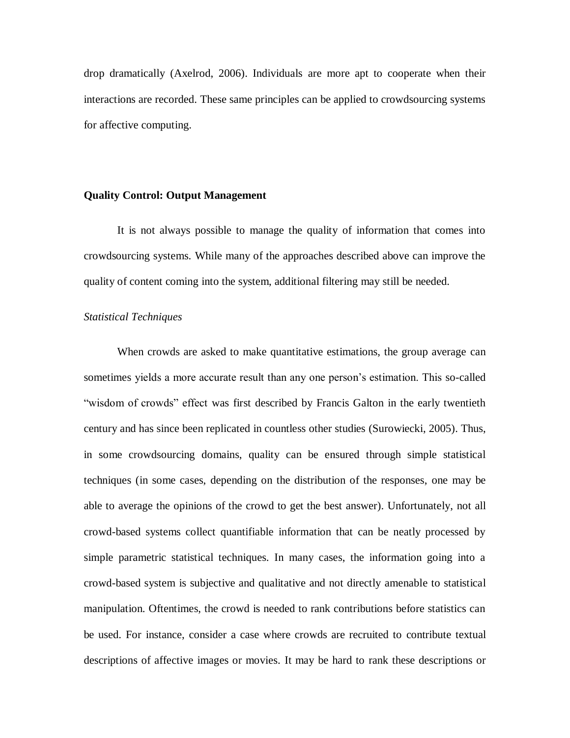drop dramatically (Axelrod, 2006). Individuals are more apt to cooperate when their interactions are recorded. These same principles can be applied to crowdsourcing systems for affective computing.

## Quality Control: Output Management

It is not always possible to manage the quality of information that comes into crowdsourcing systems. While many of the approaches described above can improve the quality of content coming into the system, additional filtering may still be needed.

### *Statistical Techniques*

When crowds are asked to make quantitative estimations, the group average can sometimes yields a more accurate result than any one person's estimation. This so-called "wisdom of crowds" effect was first described by Francis Galton in the early twentieth century and has since been replicated in countless other studies (Surowiecki, 2005). Thus, in some crowdsourcing domains, quality can be ensured through simple statistical techniques (in some cases, depending on the distribution of the responses, one may be able to average the opinions of the crowd to get the best answer). Unfortunately, not all crowd-based systems collect quantifiable information that can be neatly processed by simple parametric statistical techniques. In many cases, the information going into a crowd-based system is subjective and qualitative and not directly amenable to statistical manipulation. Oftentimes, the crowd is needed to rank contributions before statistics can be used. For instance, consider a case where crowds are recruited to contribute textual descriptions of affective images or movies. It may be hard to rank these descriptions or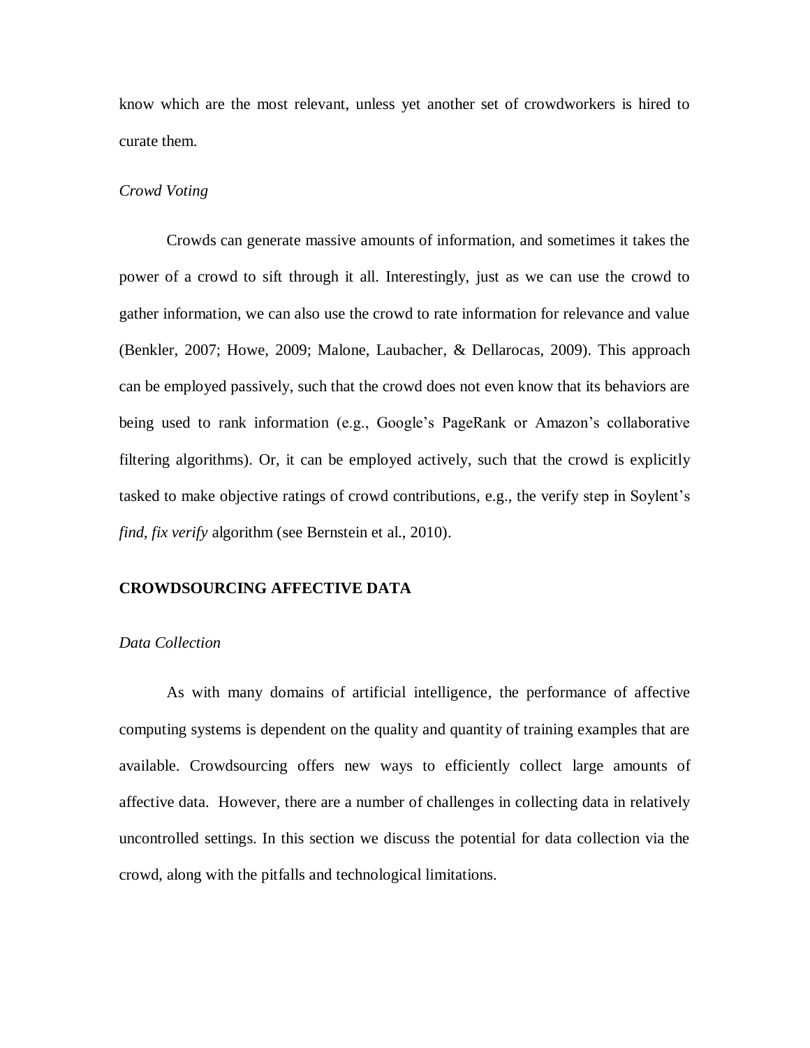know which are the most relevant, unless yet another set of crowdworkers is hired to curate them.

*Crowd Voting*

Crowds can generate massive amounts of information, and sometimes it takes the power of a crowd to sift through it all. Interestingly, just as we can use the crowd to gather information, we can also use the crowd to rate information for relevance and value (Benkler, 2007; Howe, 2009; Malone, Laubacher, & Dellarocas, 2009). This approach can be employed passively, such that the crowd does not even know that its behaviors are being used to rank information (e.g., Google's PageRank or Amazon's collaborative filtering algorithms). Or, it can be employed actively, such that the crowd is explicitly tasked to make objective ratings of crowd contributions, e.g., the verify step in Soylent's *find, fix verify* algorithm (see Bernstein et al., 2010).

## CROWDSOURCING AFFECTIVE DATA

*Data Collection*

As with many domains of artificial intelligence, the performance of affective computing systems is dependent on the quality and quantity of training examples that are available. Crowdsourcing offers new ways to efficiently collect large amounts of affective data. However, there are a number of challenges in collecting data in relatively uncontrolled settings. In this section we discuss the potential for data collection via the crowd, along with the pitfalls and technological limitations.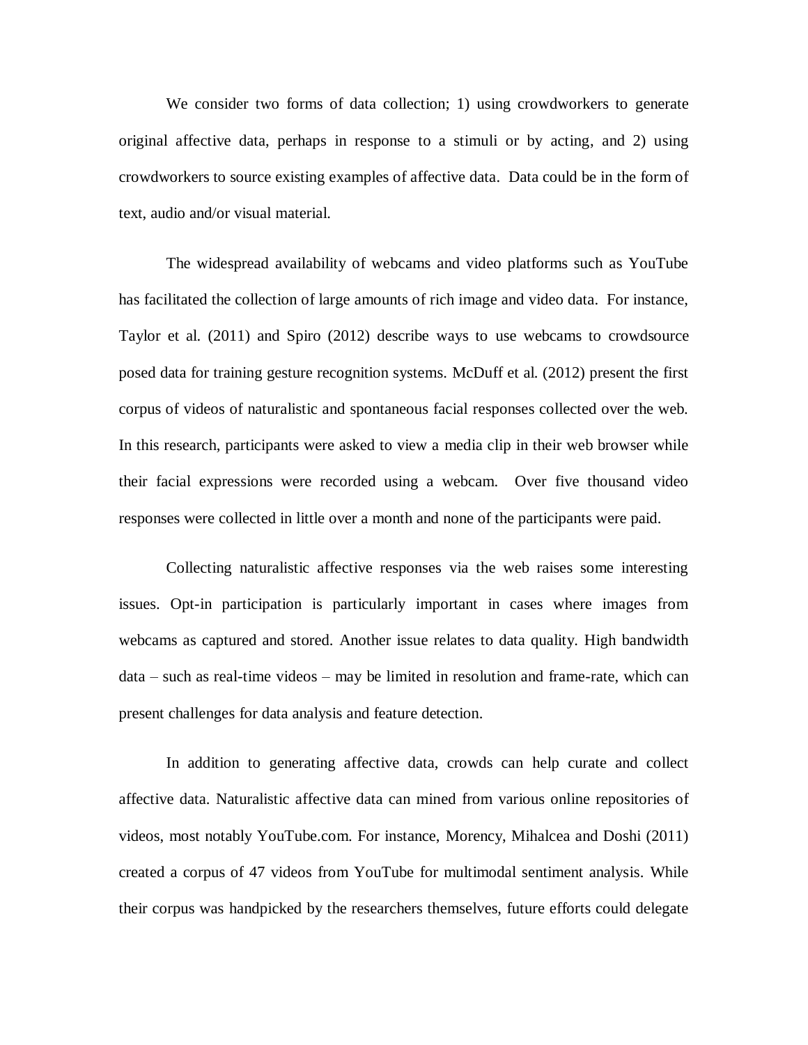We consider two forms of data collection; 1) using crowdworkers to generate original affective data, perhaps in response to a stimuli or by acting, and 2) using crowdworkers to source existing examples of affective data. Data could be in the form of text, audio and/or visual material.

The widespread availability of webcams and video platforms such as YouTube has facilitated the collection of large amounts of rich image and video data. For instance, Taylor et al. (2011) and Spiro (2012) describe ways to use webcams to crowdsource posed data for training gesture recognition systems. McDuff et al. (2012) present the first corpus of videos of naturalistic and spontaneous facial responses collected over the web. In this research, participants were asked to view a media clip in their web browser while their facial expressions were recorded using a webcam. Over five thousand video responses were collected in little over a month and none of the participants were paid.

Collecting naturalistic affective responses via the web raises some interesting issues. Opt-in participation is particularly important in cases where images from webcams as captured and stored. Another issue relates to data quality. High bandwidth data – such as real-time videos – may be limited in resolution and frame-rate, which can present challenges for data analysis and feature detection.

In addition to generating affective data, crowds can help curate and collect affective data. Naturalistic affective data can mined from various online repositories of videos, most notably YouTube.com. For instance, Morency, Mihalcea and Doshi (2011) created a corpus of 47 videos from YouTube for multimodal sentiment analysis. While their corpus was handpicked by the researchers themselves, future efforts could delegate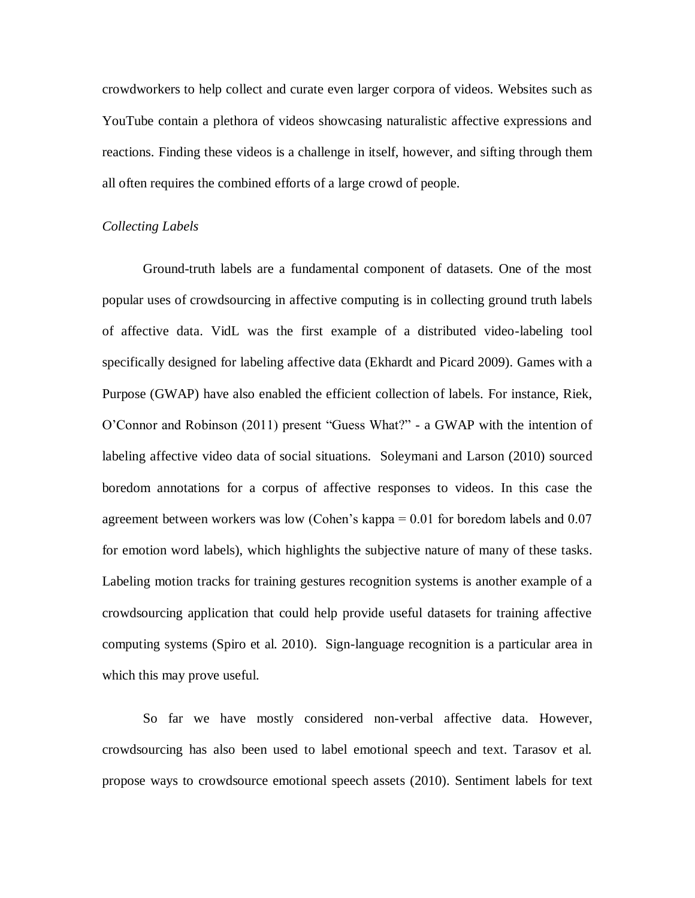crowdworkers to help collect and curate even larger corpora of videos. Websites such as YouTube contain a plethora of videos showcasing naturalistic affective expressions and reactions. Finding these videos is a challenge in itself, however, and sifting through them all often requires the combined efforts of a large crowd of people.

*Collecting Labels*

Ground-truth labels are a fundamental component of datasets. One of the most popular uses of crowdsourcing in affective computing is in collecting ground truth labels of affective data. VidL was the first example of a distributed video-labeling tool specifically designed for labeling affective data (Ekhardt and Picard 2009). Games with a Purpose (GWAP) have also enabled the efficient collection of labels. For instance, Riek, O'Connor and Robinson (2011) present "Guess What?" - a GWAP with the intention of labeling affective video data of social situations. Soleymani and Larson (2010) sourced boredom annotations for a corpus of affective responses to videos. In this case the agreement between workers was low (Cohen's kappa = 0.01 for boredom labels and 0.07 for emotion word labels), which highlights the subjective nature of many of these tasks. Labeling motion tracks for training gestures recognition systems is another example of a crowdsourcing application that could help provide useful datasets for training affective computing systems (Spiro et al. 2010). Sign-language recognition is a particular area in which this may prove useful.

So far we have mostly considered non-verbal affective data. However, crowdsourcing has also been used to label emotional speech and text. Tarasov et al. propose ways to crowdsource emotional speech assets (2010). Sentiment labels for text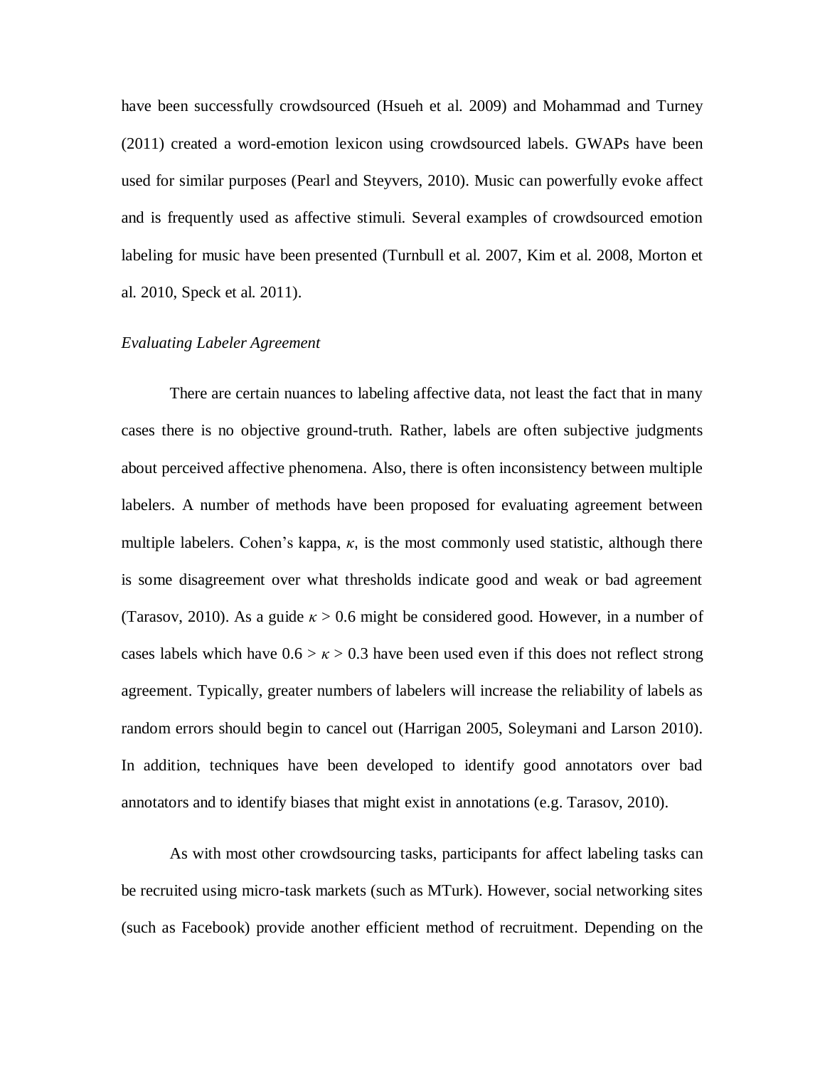have been successfully crowdsourced (Hsueh et al. 2009) and Mohammad and Turney (2011) created a word-emotion lexicon using crowdsourced labels. GWAPs have been used for similar purposes (Pearl and Steyvers, 2010). Music can powerfully evoke affect and is frequently used as affective stimuli. Several examples of crowdsourced emotion labeling for music have been presented (Turnbull et al. 2007, Kim et al. 2008, Morton et al. 2010, Speck et al. 2011).

*Evaluating Labeler Agreement*

There are certain nuances to labeling affective data, not least the fact that in many cases there is no objective ground-truth. Rather, labels are often subjective judgments about perceived affective phenomena. Also, there is often inconsistency between multiple labelers. A number of methods have been proposed for evaluating agreement between multiple labelers. Cohen's kappa, $\kappa$, is the most commonly used statistic, although there is some disagreement over what thresholds indicate good and weak or bad agreement (Tarasov, 2010). As a guide $\kappa > 0.6$ might be considered good. However, in a number of cases labels which have $0.6 > \kappa > 0.3$ have been used even if this does not reflect strong agreement. Typically, greater numbers of labelers will increase the reliability of labels as random errors should begin to cancel out (Harrigan 2005, Soleymani and Larson 2010). In addition, techniques have been developed to identify good annotators over bad annotators and to identify biases that might exist in annotations (e.g. Tarasov, 2010).

As with most other crowdsourcing tasks, participants for affect labeling tasks can be recruited using micro-task markets (such as MTurk). However, social networking sites (such as Facebook) provide another efficient method of recruitment. Depending on the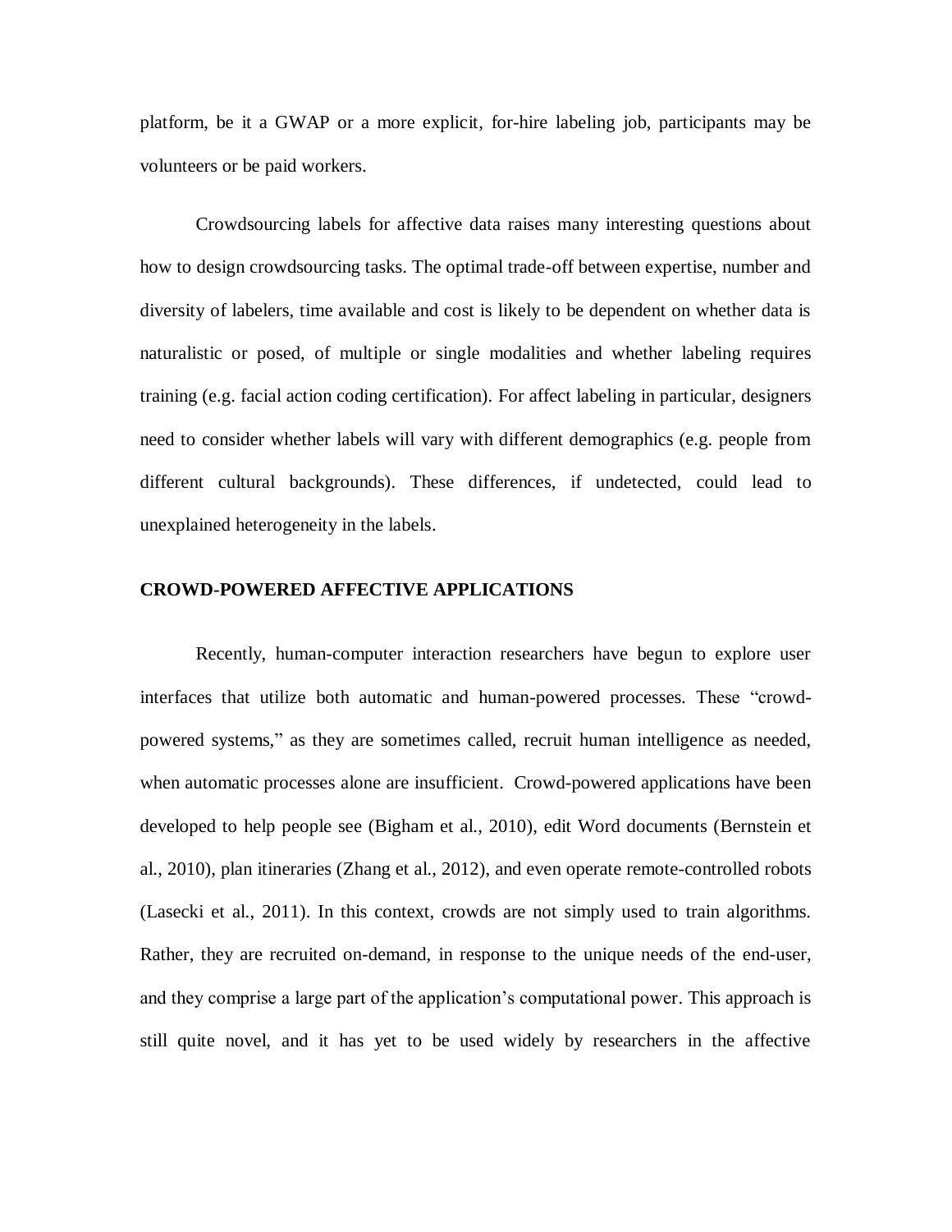platform, be it a GWAP or a more explicit, for-hire labeling job, participants may be volunteers or be paid workers.

Crowdsourcing labels for affective data raises many interesting questions about how to design crowdsourcing tasks. The optimal trade-off between expertise, number and diversity of labelers, time available and cost is likely to be dependent on whether data is naturalistic or posed, of multiple or single modalities and whether labeling requires training (e.g. facial action coding certification). For affect labeling in particular, designers need to consider whether labels will vary with different demographics (e.g. people from different cultural backgrounds). These differences, if undetected, could lead to unexplained heterogeneity in the labels.

## CROWD-POWERED AFFECTIVE APPLICATIONS

Recently, human-computer interaction researchers have begun to explore user interfaces that utilize both automatic and human-powered processes. These "crowd-powered systems," as they are sometimes called, recruit human intelligence as needed, when automatic processes alone are insufficient. Crowd-powered applications have been developed to help people see (Bigham et al., 2010), edit Word documents (Bernstein et al., 2010), plan itineraries (Zhang et al., 2012), and even operate remote-controlled robots (Lasecki et al., 2011). In this context, crowds are not simply used to train algorithms. Rather, they are recruited on-demand, in response to the unique needs of the end-user, and they comprise a large part of the application's computational power. This approach is still quite novel, and it has yet to be used widely by researchers in the affective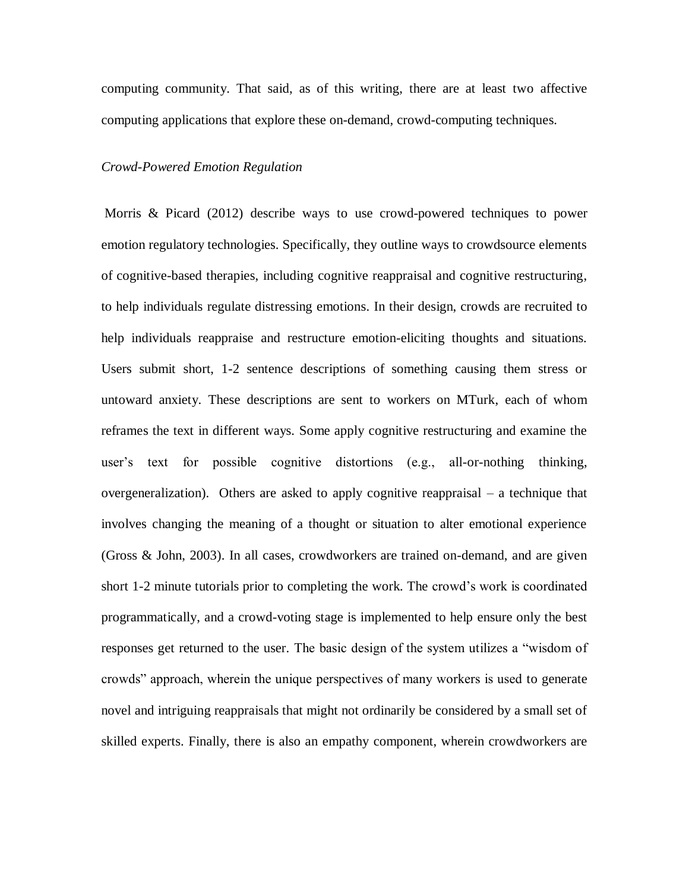computing community. That said, as of this writing, there are at least two affective computing applications that explore these on-demand, crowd-computing techniques.

*Crowd-Powered Emotion Regulation*

Morris & Picard (2012) describe ways to use crowd-powered techniques to power emotion regulatory technologies. Specifically, they outline ways to crowdsource elements of cognitive-based therapies, including cognitive reappraisal and cognitive restructuring, to help individuals regulate distressing emotions. In their design, crowds are recruited to help individuals reappraise and restructure emotion-eliciting thoughts and situations. Users submit short, 1-2 sentence descriptions of something causing them stress or untoward anxiety. These descriptions are sent to workers on MTurk, each of whom reframes the text in different ways. Some apply cognitive restructuring and examine the user's text for possible cognitive distortions (e.g., all-or-nothing thinking, overgeneralization). Others are asked to apply cognitive reappraisal – a technique that involves changing the meaning of a thought or situation to alter emotional experience (Gross & John, 2003). In all cases, crowdworkers are trained on-demand, and are given short 1-2 minute tutorials prior to completing the work. The crowd's work is coordinated programmatically, and a crowd-voting stage is implemented to help ensure only the best responses get returned to the user. The basic design of the system utilizes a "wisdom of crowds" approach, wherein the unique perspectives of many workers is used to generate novel and intriguing reappraisals that might not ordinarily be considered by a small set of skilled experts. Finally, there is also an empathy component, wherein crowdworkers are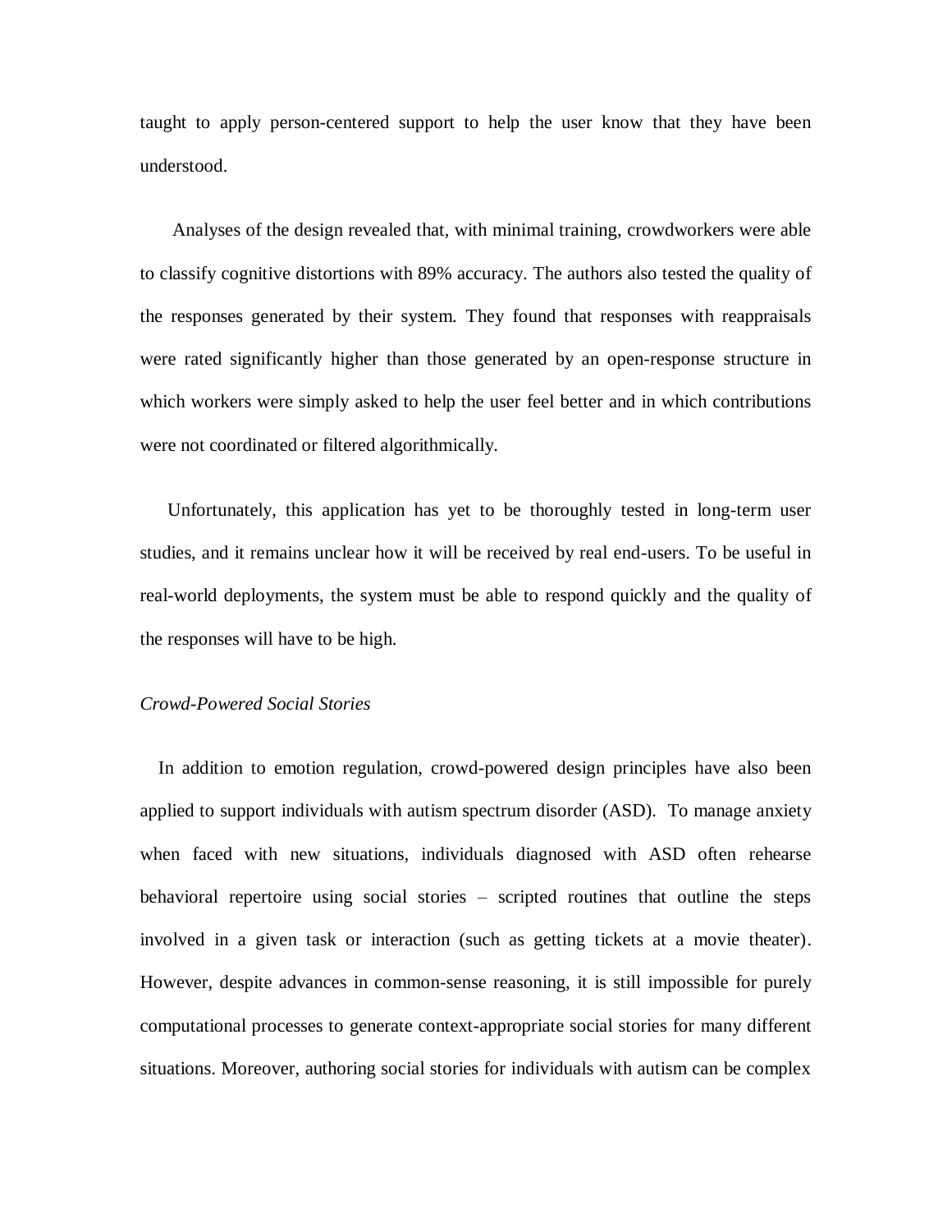taught to apply person-centered support to help the user know that they have been understood.

Analyses of the design revealed that, with minimal training, crowdworkers were able to classify cognitive distortions with 89% accuracy. The authors also tested the quality of the responses generated by their system. They found that responses with reappraisals were rated significantly higher than those generated by an open-response structure in which workers were simply asked to help the user feel better and in which contributions were not coordinated or filtered algorithmically.

Unfortunately, this application has yet to be thoroughly tested in long-term user studies, and it remains unclear how it will be received by real end-users. To be useful in real-world deployments, the system must be able to respond quickly and the quality of the responses will have to be high.

*Crowd-Powered Social Stories*

In addition to emotion regulation, crowd-powered design principles have also been applied to support individuals with autism spectrum disorder (ASD). To manage anxiety when faced with new situations, individuals diagnosed with ASD often rehearse behavioral repertoire using social stories – scripted routines that outline the steps involved in a given task or interaction (such as getting tickets at a movie theater). However, despite advances in common-sense reasoning, it is still impossible for purely computational processes to generate context-appropriate social stories for many different situations. Moreover, authoring social stories for individuals with autism can be complex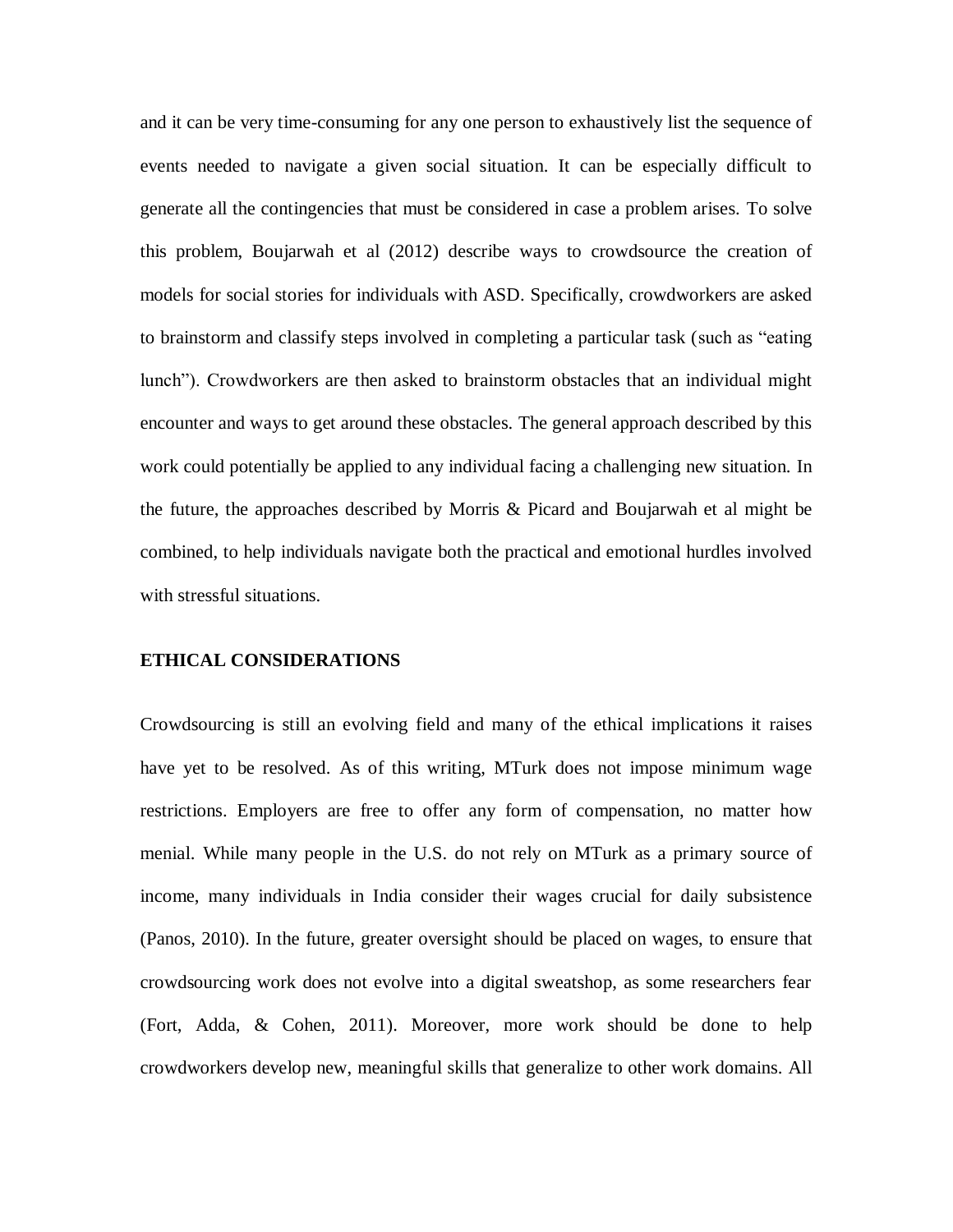and it can be very time-consuming for any one person to exhaustively list the sequence of events needed to navigate a given social situation. It can be especially difficult to generate all the contingencies that must be considered in case a problem arises. To solve this problem, Boujarwah et al (2012) describe ways to crowdsource the creation of models for social stories for individuals with ASD. Specifically, crowdworkers are asked to brainstorm and classify steps involved in completing a particular task (such as "eating lunch"). Crowdworkers are then asked to brainstorm obstacles that an individual might encounter and ways to get around these obstacles. The general approach described by this work could potentially be applied to any individual facing a challenging new situation. In the future, the approaches described by Morris & Picard and Boujarwah et al might be combined, to help individuals navigate both the practical and emotional hurdles involved with stressful situations.

## ETHICAL CONSIDERATIONS

Crowdsourcing is still an evolving field and many of the ethical implications it raises have yet to be resolved. As of this writing, MTurk does not impose minimum wage restrictions. Employers are free to offer any form of compensation, no matter how menial. While many people in the U.S. do not rely on MTurk as a primary source of income, many individuals in India consider their wages crucial for daily subsistence (Panos, 2010). In the future, greater oversight should be placed on wages, to ensure that crowdsourcing work does not evolve into a digital sweatshop, as some researchers fear (Fort, Adda, & Cohen, 2011). Moreover, more work should be done to help crowdworkers develop new, meaningful skills that generalize to other work domains. All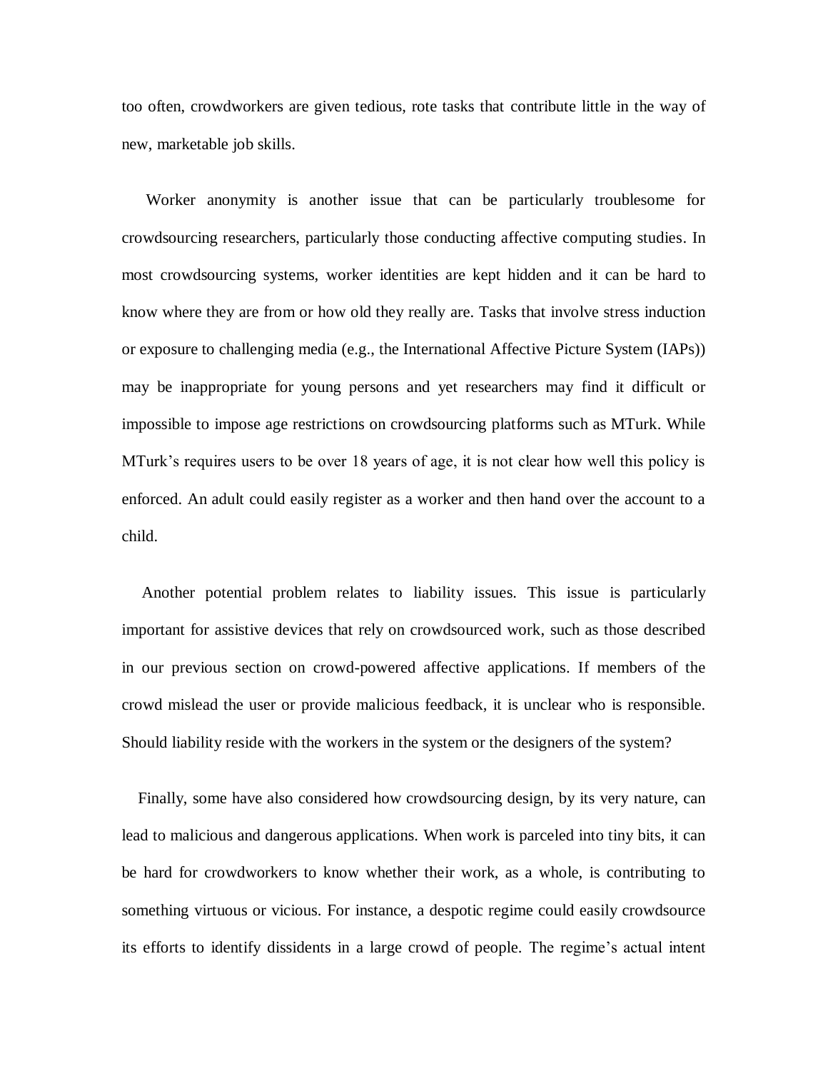too often, crowdworkers are given tedious, rote tasks that contribute little in the way of new, marketable job skills.

Worker anonymity is another issue that can be particularly troublesome for crowdsourcing researchers, particularly those conducting affective computing studies. In most crowdsourcing systems, worker identities are kept hidden and it can be hard to know where they are from or how old they really are. Tasks that involve stress induction or exposure to challenging media (e.g., the International Affective Picture System (IAPs)) may be inappropriate for young persons and yet researchers may find it difficult or impossible to impose age restrictions on crowdsourcing platforms such as MTurk. While MTurk's requires users to be over 18 years of age, it is not clear how well this policy is enforced. An adult could easily register as a worker and then hand over the account to a child.

Another potential problem relates to liability issues. This issue is particularly important for assistive devices that rely on crowdsourced work, such as those described in our previous section on crowd-powered affective applications. If members of the crowd mislead the user or provide malicious feedback, it is unclear who is responsible. Should liability reside with the workers in the system or the designers of the system?

Finally, some have also considered how crowdsourcing design, by its very nature, can lead to malicious and dangerous applications. When work is parceled into tiny bits, it can be hard for crowdworkers to know whether their work, as a whole, is contributing to something virtuous or vicious. For instance, a despotic regime could easily crowdsource its efforts to identify dissidents in a large crowd of people. The regime's actual intent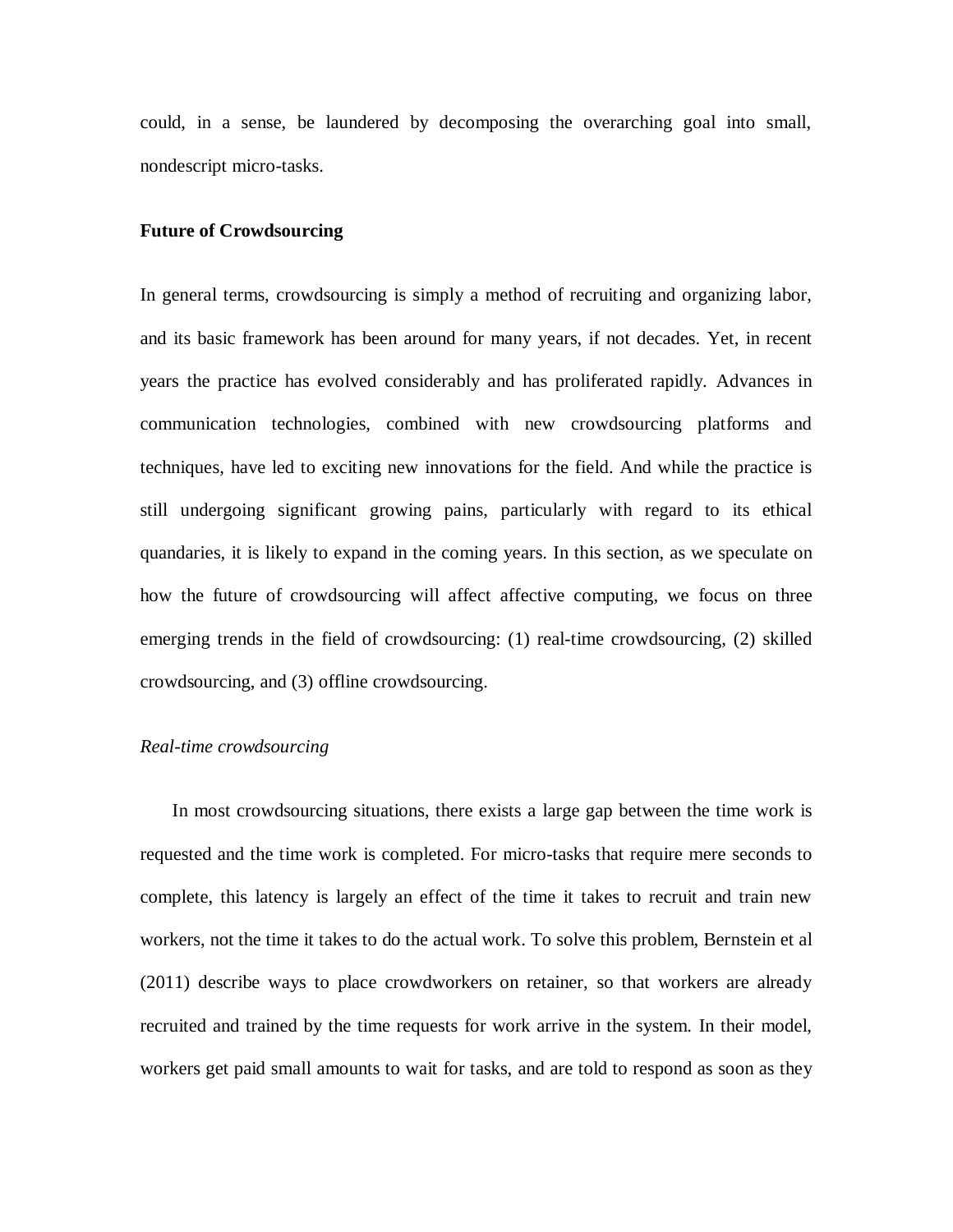could, in a sense, be laundered by decomposing the overarching goal into small, nondescript micro-tasks.

## Future of Crowdsourcing

In general terms, crowdsourcing is simply a method of recruiting and organizing labor, and its basic framework has been around for many years, if not decades. Yet, in recent years the practice has evolved considerably and has proliferated rapidly. Advances in communication technologies, combined with new crowdsourcing platforms and techniques, have led to exciting new innovations for the field. And while the practice is still undergoing significant growing pains, particularly with regard to its ethical quandaries, it is likely to expand in the coming years. In this section, as we speculate on how the future of crowdsourcing will affect affective computing, we focus on three emerging trends in the field of crowdsourcing: (1) real-time crowdsourcing, (2) skilled crowdsourcing, and (3) offline crowdsourcing.

### *Real-time crowdsourcing*

In most crowdsourcing situations, there exists a large gap between the time work is requested and the time work is completed. For micro-tasks that require mere seconds to complete, this latency is largely an effect of the time it takes to recruit and train new workers, not the time it takes to do the actual work. To solve this problem, Bernstein et al (2011) describe ways to place crowdworkers on retainer, so that workers are already recruited and trained by the time requests for work arrive in the system. In their model, workers get paid small amounts to wait for tasks, and are told to respond as soon as they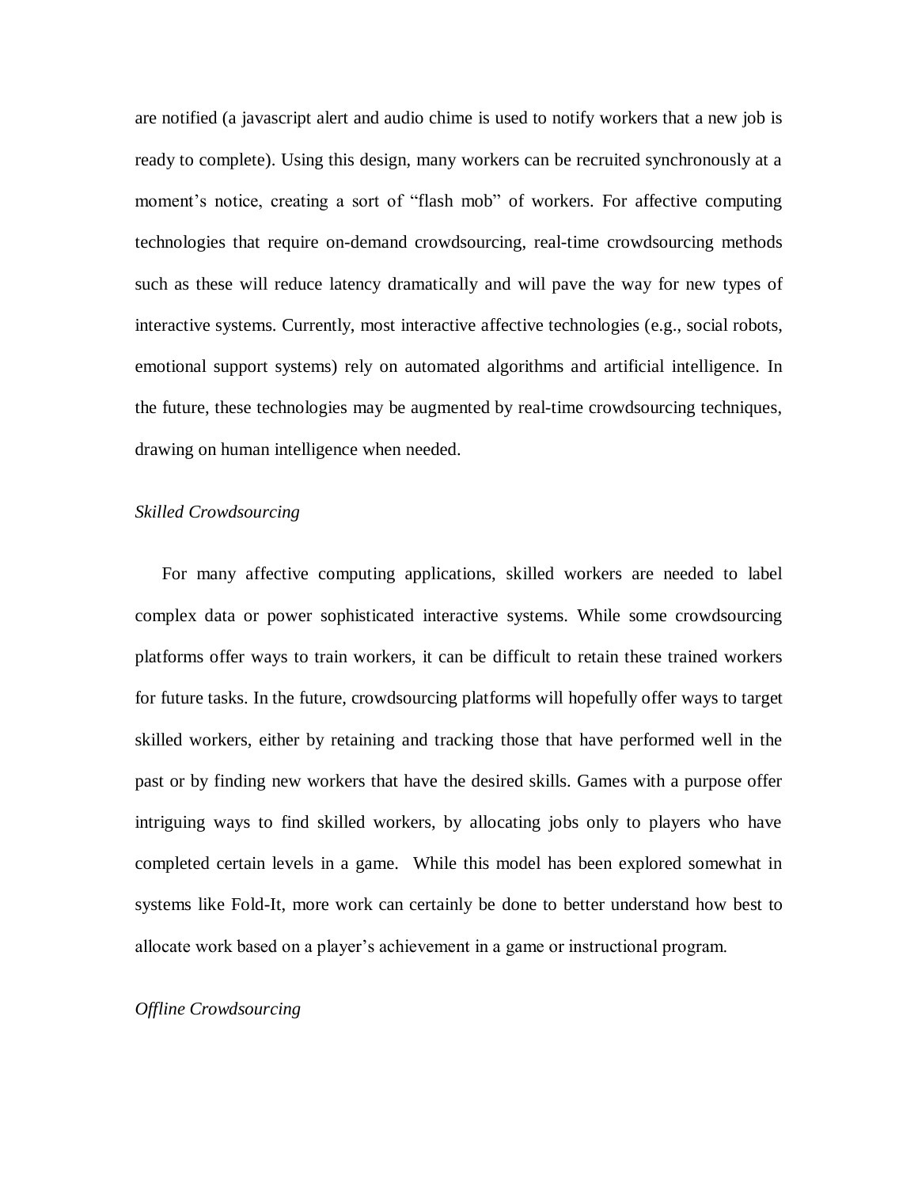are notified (a javascript alert and audio chime is used to notify workers that a new job is ready to complete). Using this design, many workers can be recruited synchronously at a moment's notice, creating a sort of "flash mob" of workers. For affective computing technologies that require on-demand crowdsourcing, real-time crowdsourcing methods such as these will reduce latency dramatically and will pave the way for new types of interactive systems. Currently, most interactive affective technologies (e.g., social robots, emotional support systems) rely on automated algorithms and artificial intelligence. In the future, these technologies may be augmented by real-time crowdsourcing techniques, drawing on human intelligence when needed.

*Skilled Crowdsourcing*

For many affective computing applications, skilled workers are needed to label complex data or power sophisticated interactive systems. While some crowdsourcing platforms offer ways to train workers, it can be difficult to retain these trained workers for future tasks. In the future, crowdsourcing platforms will hopefully offer ways to target skilled workers, either by retaining and tracking those that have performed well in the past or by finding new workers that have the desired skills. Games with a purpose offer intriguing ways to find skilled workers, by allocating jobs only to players who have completed certain levels in a game. While this model has been explored somewhat in systems like Fold-It, more work can certainly be done to better understand how best to allocate work based on a player's achievement in a game or instructional program.

*Offline Crowdsourcing*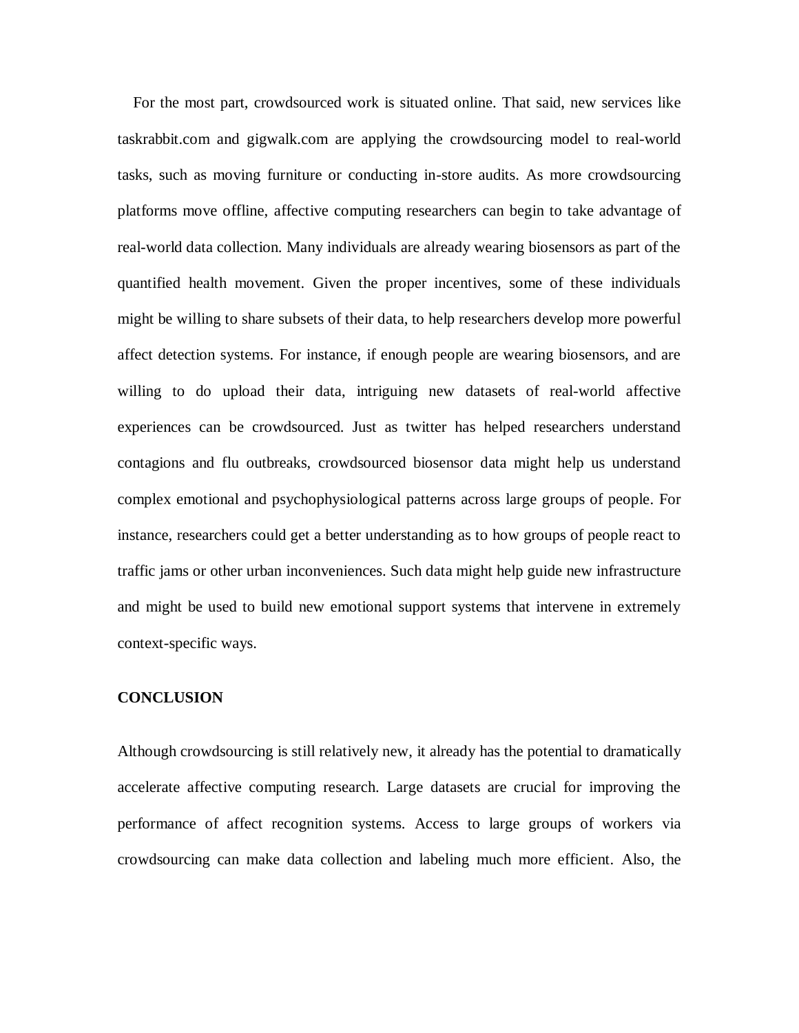For the most part, crowdsourced work is situated online. That said, new services like taskrabbit.com and gigwalk.com are applying the crowdsourcing model to real-world tasks, such as moving furniture or conducting in-store audits. As more crowdsourcing platforms move offline, affective computing researchers can begin to take advantage of real-world data collection. Many individuals are already wearing biosensors as part of the quantified health movement. Given the proper incentives, some of these individuals might be willing to share subsets of their data, to help researchers develop more powerful affect detection systems. For instance, if enough people are wearing biosensors, and are willing to do upload their data, intriguing new datasets of real-world affective experiences can be crowdsourced. Just as twitter has helped researchers understand contagions and flu outbreaks, crowdsourced biosensor data might help us understand complex emotional and psychophysiological patterns across large groups of people. For instance, researchers could get a better understanding as to how groups of people react to traffic jams or other urban inconveniences. Such data might help guide new infrastructure and might be used to build new emotional support systems that intervene in extremely context-specific ways.

## CONCLUSION

Although crowdsourcing is still relatively new, it already has the potential to dramatically accelerate affective computing research. Large datasets are crucial for improving the performance of affect recognition systems. Access to large groups of workers via crowdsourcing can make data collection and labeling much more efficient. Also, the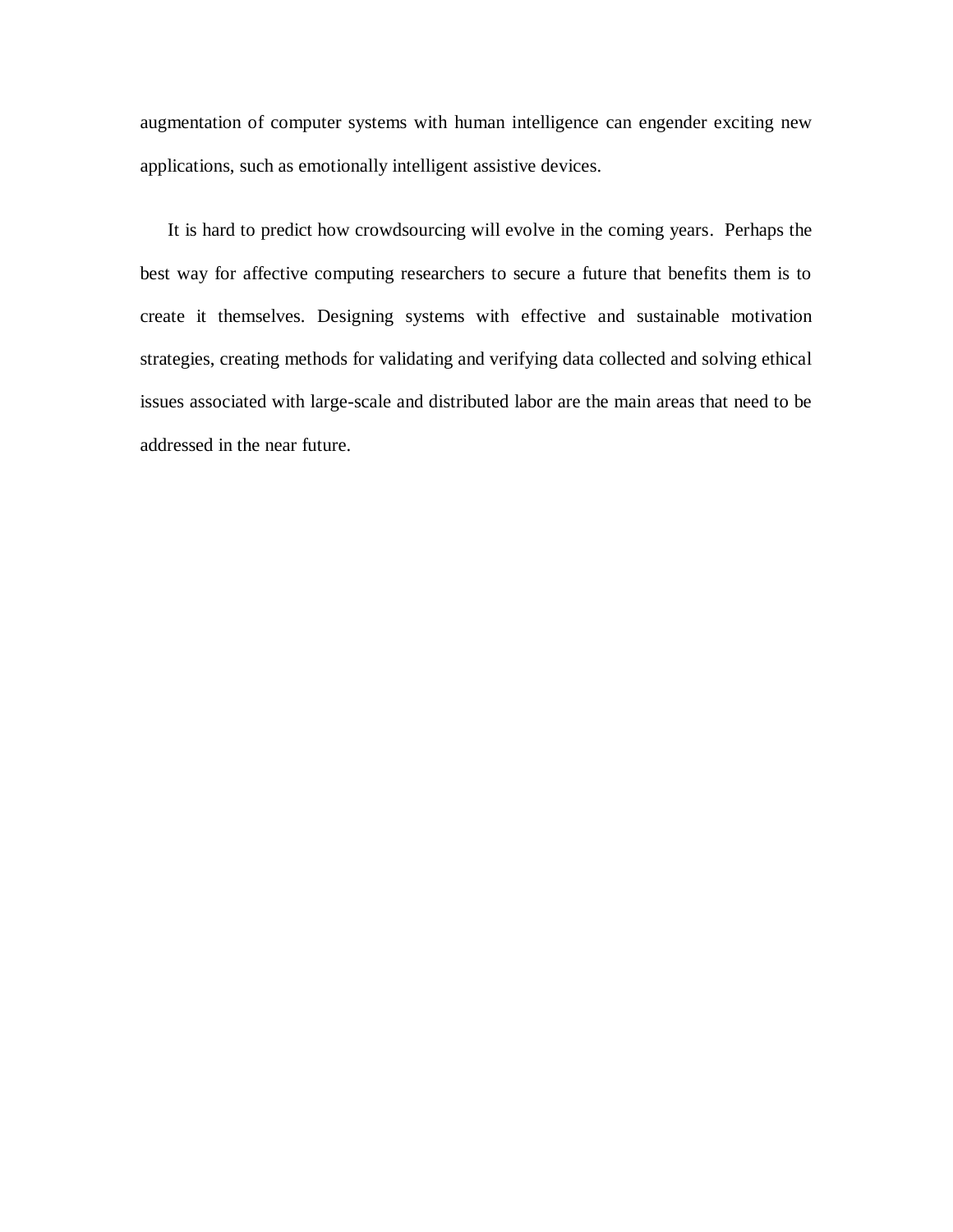augmentation of computer systems with human intelligence can engender exciting new applications, such as emotionally intelligent assistive devices.

It is hard to predict how crowdsourcing will evolve in the coming years. Perhaps the best way for affective computing researchers to secure a future that benefits them is to create it themselves. Designing systems with effective and sustainable motivation strategies, creating methods for validating and verifying data collected and solving ethical issues associated with large-scale and distributed labor are the main areas that need to be addressed in the near future.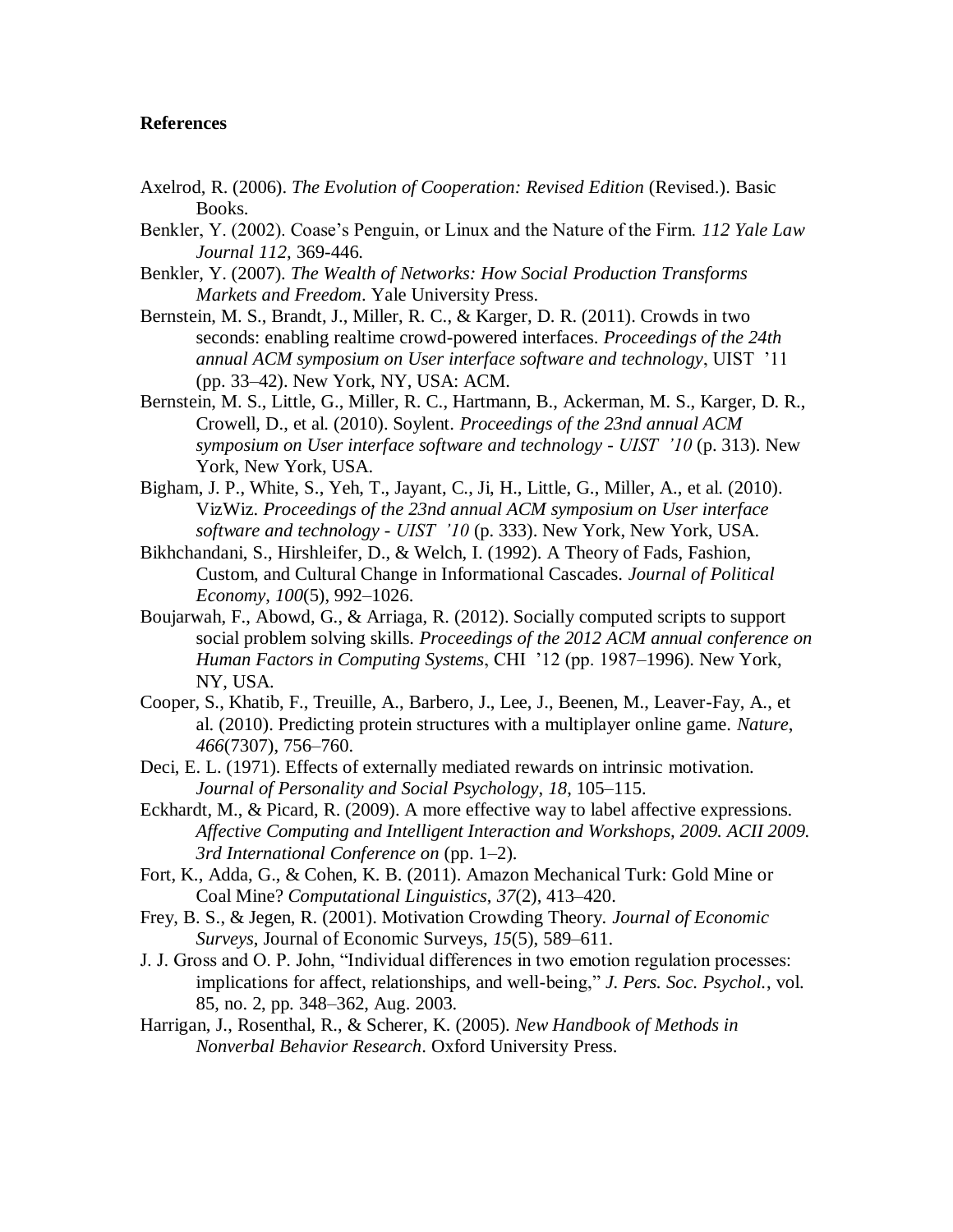**References**

Axelrod, R. (2006). *The Evolution of Cooperation: Revised Edition* (Revised.). Basic Books.

Benkler, Y. (2002). Coase's Penguin, or Linux and the Nature of the Firm. *112 Yale Law Journal 112,* 369-446.

Benkler, Y. (2007). *The Wealth of Networks: How Social Production Transforms Markets and Freedom*. Yale University Press.

Bernstein, M. S., Brandt, J., Miller, R. C., & Karger, D. R. (2011). Crowds in two seconds: enabling realtime crowd-powered interfaces. *Proceedings of the 24th annual ACM symposium on User interface software and technology*, UIST '11 (pp. 33–42). New York, NY, USA: ACM.

Bernstein, M. S., Little, G., Miller, R. C., Hartmann, B., Ackerman, M. S., Karger, D. R., Crowell, D., et al. (2010). Soylent. *Proceedings of the 23nd annual ACM symposium on User interface software and technology - UIST '10* (p. 313). New York, New York, USA.

Bigham, J. P., White, S., Yeh, T., Jayant, C., Ji, H., Little, G., Miller, A., et al. (2010). VizWiz. *Proceedings of the 23nd annual ACM symposium on User interface software and technology - UIST '10* (p. 333). New York, New York, USA.

Bikhchandani, S., Hirshleifer, D., & Welch, I. (1992). A Theory of Fads, Fashion, Custom, and Cultural Change in Informational Cascades. *Journal of Political Economy*, *100*(5), 992–1026.

Boujarwah, F., Abowd, G., & Arriaga, R. (2012). Socially computed scripts to support social problem solving skills. *Proceedings of the 2012 ACM annual conference on Human Factors in Computing Systems*, CHI '12 (pp. 1987–1996). New York, NY, USA.

Cooper, S., Khatib, F., Treuille, A., Barbero, J., Lee, J., Beenen, M., Leaver-Fay, A., et al. (2010). Predicting protein structures with a multiplayer online game. *Nature*, *466*(7307), 756–760.

Deci, E. L. (1971). Effects of externally mediated rewards on intrinsic motivation. *Journal of Personality and Social Psychology, 18*, 105–115.

Eckhardt, M., & Picard, R. (2009). A more effective way to label affective expressions. *Affective Computing and Intelligent Interaction and Workshops, 2009. ACII 2009. 3rd International Conference on* (pp. 1–2).

Fort, K., Adda, G., & Cohen, K. B. (2011). Amazon Mechanical Turk: Gold Mine or Coal Mine? *Computational Linguistics*, *37*(2), 413–420.

Frey, B. S., & Jegen, R. (2001). Motivation Crowding Theory. *Journal of Economic Surveys*, Journal of Economic Surveys, *15*(5), 589–611.

J. J. Gross and O. P. John, "Individual differences in two emotion regulation processes: implications for affect, relationships, and well-being," *J. Pers. Soc. Psychol.*, vol. 85, no. 2, pp. 348–362, Aug. 2003.

Harrigan, J., Rosenthal, R., & Scherer, K. (2005). *New Handbook of Methods in Nonverbal Behavior Research*. Oxford University Press.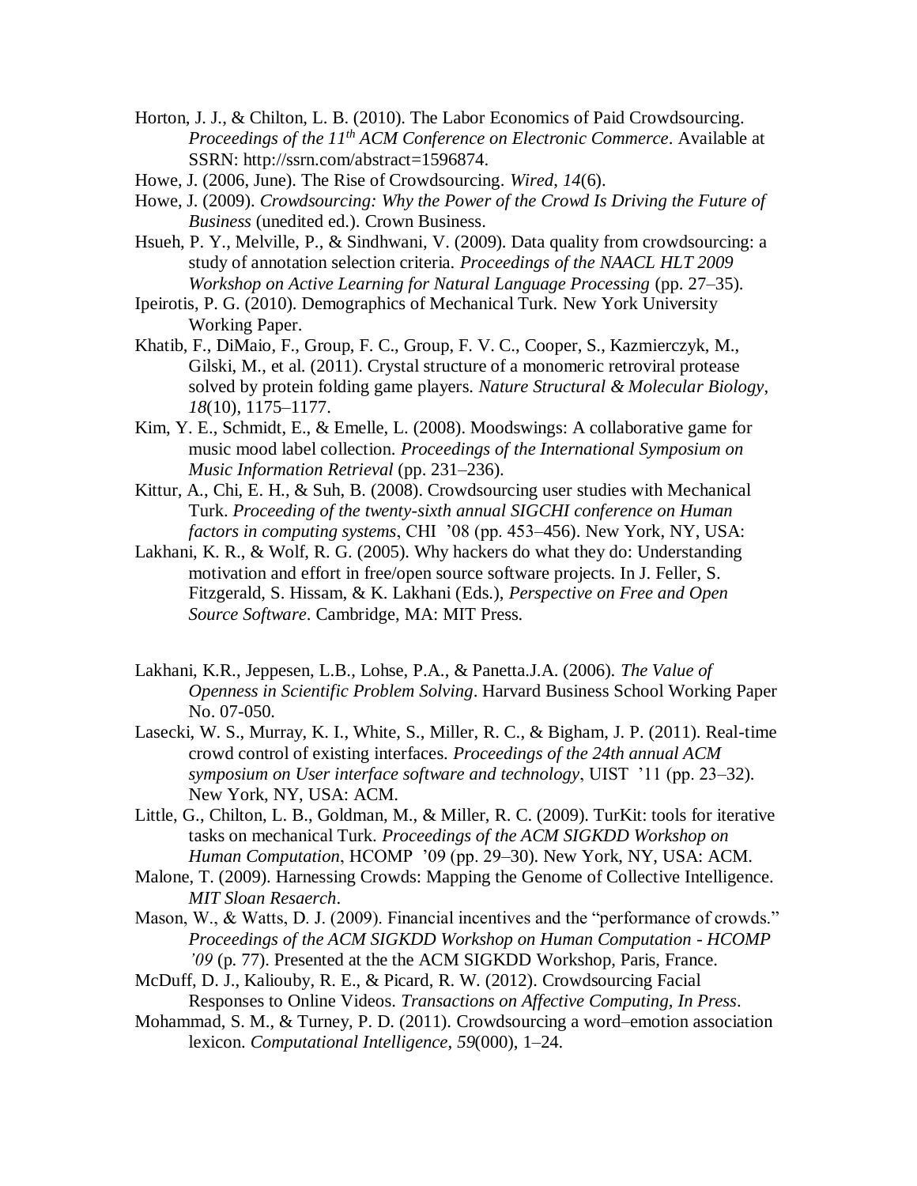Horton, J. J., & Chilton, L. B. (2010). The Labor Economics of Paid Crowdsourcing. *Proceedings of the 11th ACM Conference on Electronic Commerce*. Available at SSRN: http://ssrn.com/abstract=1596874.

Howe, J. (2006, June). The Rise of Crowdsourcing. *Wired*, *14*(6).

Howe, J. (2009). *Crowdsourcing: Why the Power of the Crowd Is Driving the Future of Business* (unedited ed.). Crown Business.

Hsueh, P. Y., Melville, P., & Sindhwani, V. (2009). Data quality from crowdsourcing: a study of annotation selection criteria. *Proceedings of the NAACL HLT 2009 Workshop on Active Learning for Natural Language Processing* (pp. 27–35).

Ipeirotis, P. G. (2010). Demographics of Mechanical Turk. New York University Working Paper.

Khatib, F., DiMaio, F., Group, F. C., Group, F. V. C., Cooper, S., Kazmierczyk, M., Gilski, M., et al. (2011). Crystal structure of a monomeric retroviral protease solved by protein folding game players. *Nature Structural & Molecular Biology*, *18*(10), 1175–1177.

Kim, Y. E., Schmidt, E., & Emelle, L. (2008). Moodswings: A collaborative game for music mood label collection. *Proceedings of the International Symposium on Music Information Retrieval* (pp. 231–236).

Kittur, A., Chi, E. H., & Suh, B. (2008). Crowdsourcing user studies with Mechanical Turk. *Proceeding of the twenty-sixth annual SIGCHI conference on Human factors in computing systems*, CHI '08 (pp. 453–456). New York, NY, USA:

Lakhani, K. R., & Wolf, R. G. (2005). Why hackers do what they do: Understanding motivation and effort in free/open source software projects. In J. Feller, S. Fitzgerald, S. Hissam, & K. Lakhani (Eds.), *Perspective on Free and Open Source Software*. Cambridge, MA: MIT Press.

Lakhani, K.R., Jeppesen, L.B., Lohse, P.A., & Panetta.J.A. (2006). *The Value of Openness in Scientific Problem Solving*. Harvard Business School Working Paper No. 07-050.

Lasecki, W. S., Murray, K. I., White, S., Miller, R. C., & Bigham, J. P. (2011). Real-time crowd control of existing interfaces. *Proceedings of the 24th annual ACM symposium on User interface software and technology*, UIST '11 (pp. 23–32). New York, NY, USA: ACM.

Little, G., Chilton, L. B., Goldman, M., & Miller, R. C. (2009). TurKit: tools for iterative tasks on mechanical Turk. *Proceedings of the ACM SIGKDD Workshop on Human Computation*, HCOMP '09 (pp. 29–30). New York, NY, USA: ACM.

Malone, T. (2009). Harnessing Crowds: Mapping the Genome of Collective Intelligence. *MIT Sloan Resaerch*.

Mason, W., & Watts, D. J. (2009). Financial incentives and the "performance of crowds." *Proceedings of the ACM SIGKDD Workshop on Human Computation - HCOMP '09* (p. 77). Presented at the the ACM SIGKDD Workshop, Paris, France.

McDuff, D. J., Kaliouby, R. E., & Picard, R. W. (2012). Crowdsourcing Facial Responses to Online Videos. *Transactions on Affective Computing, In Press*.

Mohammad, S. M., & Turney, P. D. (2011). Crowdsourcing a word–emotion association lexicon. *Computational Intelligence*, *59*(000), 1–24.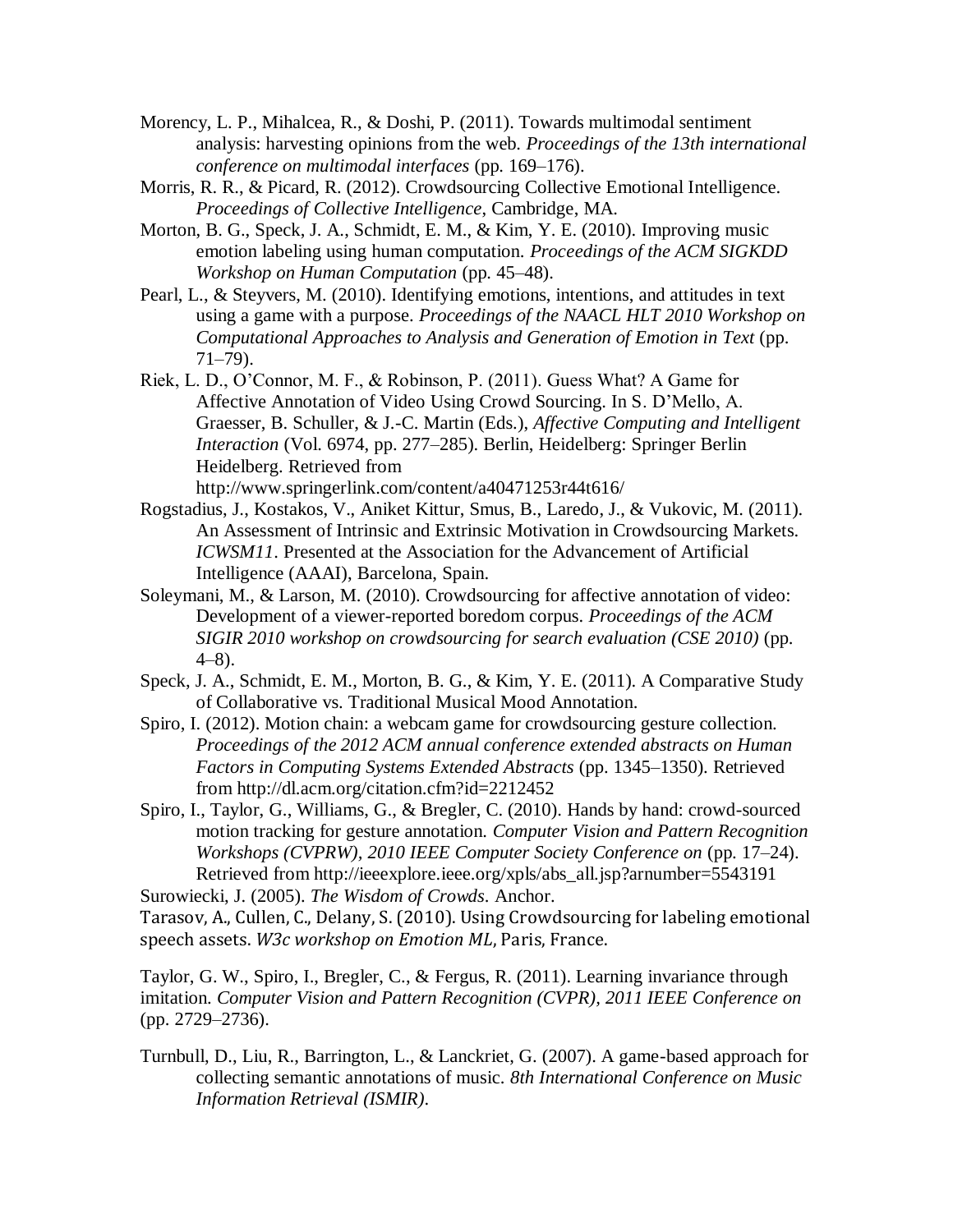Morency, L. P., Mihalcea, R., & Doshi, P. (2011). Towards multimodal sentiment analysis: harvesting opinions from the web. *Proceedings of the 13th international conference on multimodal interfaces* (pp. 169–176).

Morris, R. R., & Picard, R. (2012). Crowdsourcing Collective Emotional Intelligence. *Proceedings of Collective Intelligence*, Cambridge, MA.

Morton, B. G., Speck, J. A., Schmidt, E. M., & Kim, Y. E. (2010). Improving music emotion labeling using human computation. *Proceedings of the ACM SIGKDD Workshop on Human Computation* (pp. 45–48).

Pearl, L., & Steyvers, M. (2010). Identifying emotions, intentions, and attitudes in text using a game with a purpose. *Proceedings of the NAACL HLT 2010 Workshop on Computational Approaches to Analysis and Generation of Emotion in Text* (pp. 71–79).

Riek, L. D., O'Connor, M. F., & Robinson, P. (2011). Guess What? A Game for Affective Annotation of Video Using Crowd Sourcing. In S. D'Mello, A. Graesser, B. Schuller, & J.-C. Martin (Eds.), *Affective Computing and Intelligent Interaction* (Vol. 6974, pp. 277–285). Berlin, Heidelberg: Springer Berlin Heidelberg. Retrieved from http://www.springerlink.com/content/a40471253r44t616/

Rogstadius, J., Kostakos, V., Aniket Kittur, Smus, B., Laredo, J., & Vukovic, M. (2011). An Assessment of Intrinsic and Extrinsic Motivation in Crowdsourcing Markets. *ICWSM11*. Presented at the Association for the Advancement of Artificial Intelligence (AAAI), Barcelona, Spain.

Soleymani, M., & Larson, M. (2010). Crowdsourcing for affective annotation of video: Development of a viewer-reported boredom corpus. *Proceedings of the ACM SIGIR 2010 workshop on crowdsourcing for search evaluation (CSE 2010)* (pp. 4–8).

Speck, J. A., Schmidt, E. M., Morton, B. G., & Kim, Y. E. (2011). A Comparative Study of Collaborative vs. Traditional Musical Mood Annotation.

Spiro, I. (2012). Motion chain: a webcam game for crowdsourcing gesture collection. *Proceedings of the 2012 ACM annual conference extended abstracts on Human Factors in Computing Systems Extended Abstracts* (pp. 1345–1350). Retrieved from http://dl.acm.org/citation.cfm?id=2212452

Spiro, I., Taylor, G., Williams, G., & Bregler, C. (2010). Hands by hand: crowd-sourced motion tracking for gesture annotation. *Computer Vision and Pattern Recognition Workshops (CVPRW), 2010 IEEE Computer Society Conference on* (pp. 17–24). Retrieved from http://ieeexplore.ieee.org/xpls/abs_all.jsp?arnumber=5543191

Surowiecki, J. (2005). *The Wisdom of Crowds*. Anchor.

Tarasov, A., Cullen, C., Delany, S. (2010). Using Crowdsourcing for labeling emotional speech assets. *W3c workshop on Emotion ML*, Paris, France.

Taylor, G. W., Spiro, I., Bregler, C., & Fergus, R. (2011). Learning invariance through imitation. *Computer Vision and Pattern Recognition (CVPR), 2011 IEEE Conference on* (pp. 2729–2736).

Turnbull, D., Liu, R., Barrington, L., & Lanckriet, G. (2007). A game-based approach for collecting semantic annotations of music. *8th International Conference on Music Information Retrieval (ISMIR)*.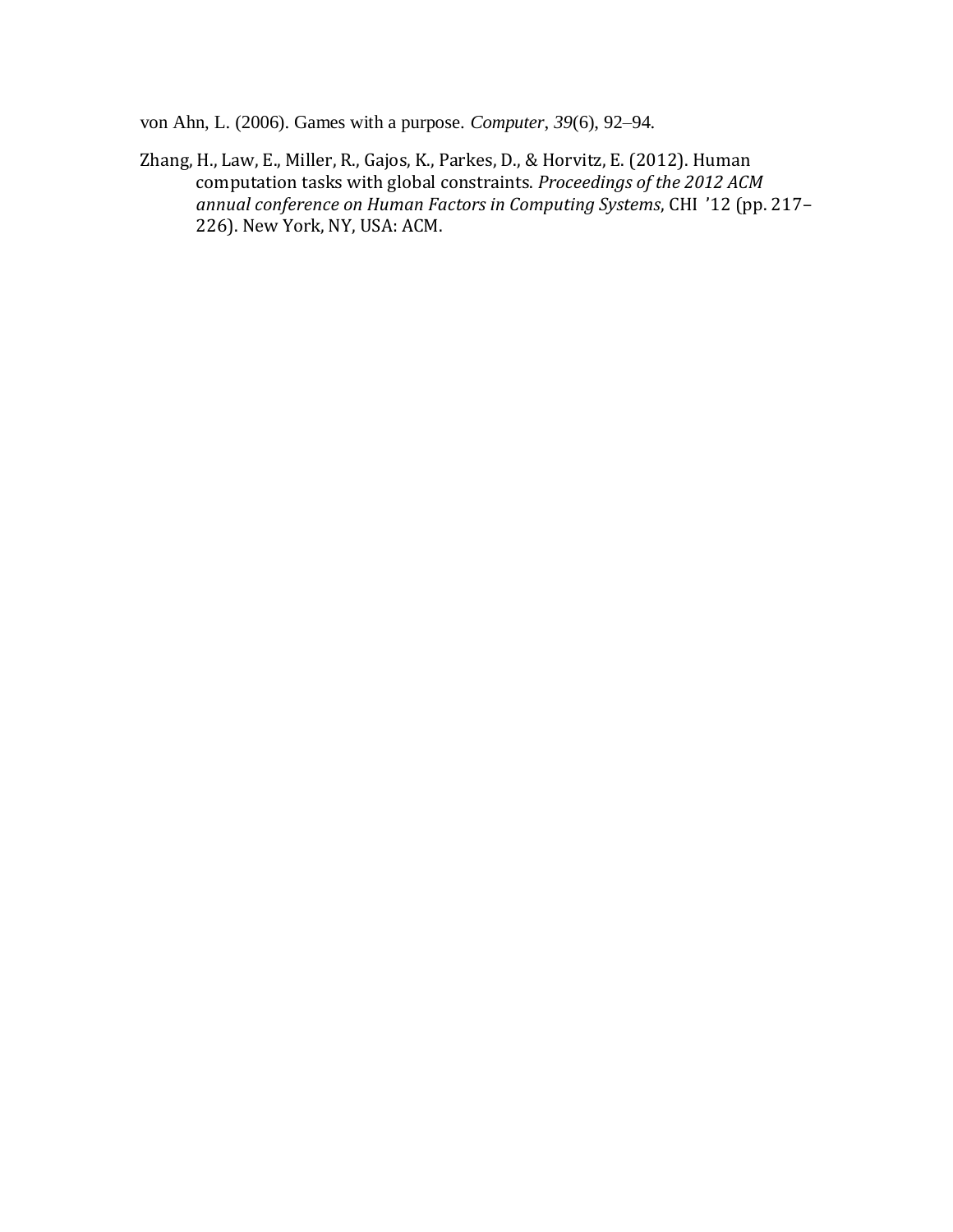von Ahn, L. (2006). Games with a purpose. *Computer*, *39*(6), 92–94.

Zhang, H., Law, E., Miller, R., Gajos, K., Parkes, D., & Horvitz, E. (2012). Human computation tasks with global constraints. *Proceedings of the 2012 ACM annual conference on Human Factors in Computing Systems*, CHI '12 (pp. 217–226). New York, NY, USA: ACM.